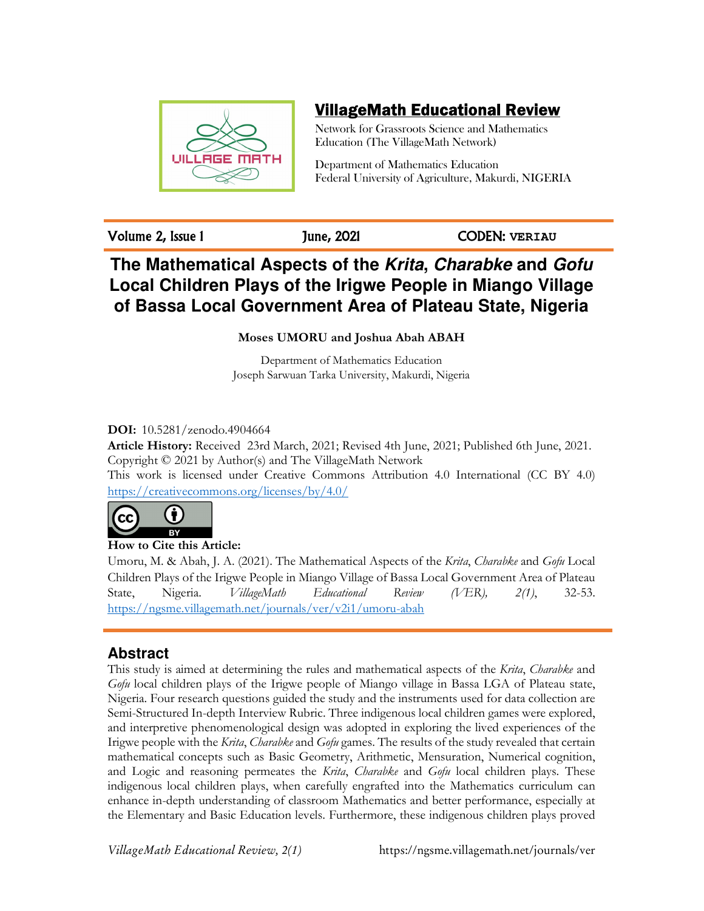## VillageMath Educational Review

Network for Grassroots Science and Mathematics Education (The VillageMath Network)

Department of Mathematics Education
Federal University of Agriculture, Makurdi, NIGERIA

Volume 2, Issue 1 | June, 2021 | CODEN: **VERIAU**

# The Mathematical Aspects of the *Krita*, *Charabke* and *Gofu* Local Children Plays of the Irigwe People in Miango Village of Bassa Local Government Area of Plateau State, Nigeria

**Moses UMORU and Joshua Abah ABAH**

Department of Mathematics Education
Joseph Sarwuan Tarka University, Makurdi, Nigeria

**DOI:** 10.5281/zenodo.4904664
**Article History:** Received 23rd March, 2021; Revised 4th June, 2021; Published 6th June, 2021.
Copyright © 2021 by Author(s) and The VillageMath Network
This work is licensed under Creative Commons Attribution 4.0 International (CC BY 4.0)
https://creativecommons.org/licenses/by/4.0/

**How to Cite this Article:**
Umoru, M. & Abah, J. A. (2021). The Mathematical Aspects of the *Krita*, *Charabke* and *Gofu* Local Children Plays of the Irigwe People in Miango Village of Bassa Local Government Area of Plateau State, Nigeria. *VillageMath Educational Review (VER), 2(1)*, 32-53. https://ngsme.villagemath.net/journals/ver/v2i1/umoru-abah

## Abstract

This study is aimed at determining the rules and mathematical aspects of the *Krita*, *Charabke* and *Gofu* local children plays of the Irigwe people of Miango village in Bassa LGA of Plateau state, Nigeria. Four research questions guided the study and the instruments used for data collection are Semi-Structured In-depth Interview Rubric. Three indigenous local children games were explored, and interpretive phenomenological design was adopted in exploring the lived experiences of the Irigwe people with the *Krita*, *Charabke* and *Gofu* games. The results of the study revealed that certain mathematical concepts such as Basic Geometry, Arithmetic, Mensuration, Numerical cognition, and Logic and reasoning permeates the *Krita*, *Charabke* and *Gofu* local children plays. These indigenous local children plays, when carefully engrafted into the Mathematics curriculum can enhance in-depth understanding of classroom Mathematics and better performance, especially at the Elementary and Basic Education levels. Furthermore, these indigenous children plays proved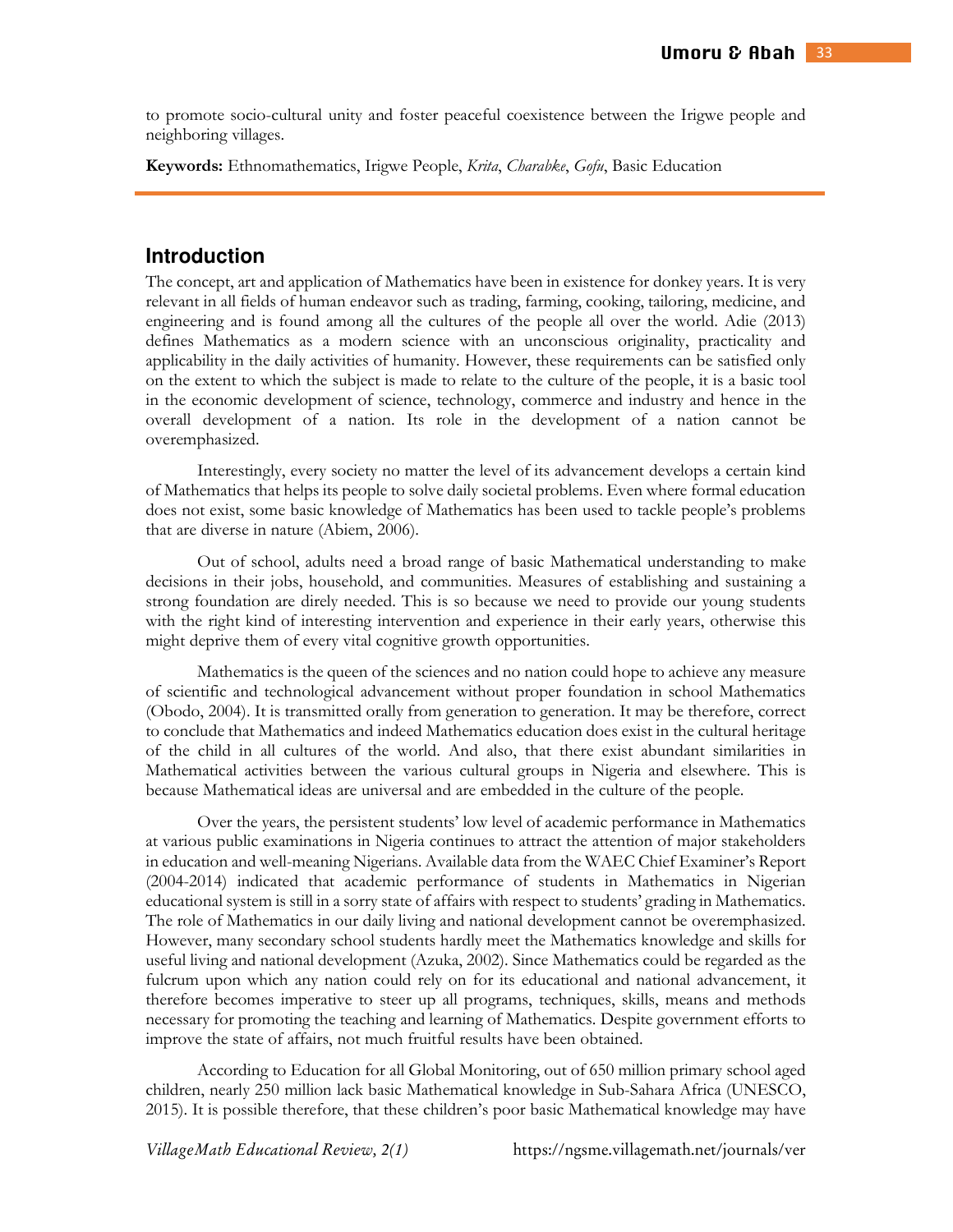to promote socio-cultural unity and foster peaceful coexistence between the Irigwe people and neighboring villages.

**Keywords:** Ethnomathematics, Irigwe People, *Krita*, *Charabke*, *Gofu*, Basic Education

## Introduction

The concept, art and application of Mathematics have been in existence for donkey years. It is very relevant in all fields of human endeavor such as trading, farming, cooking, tailoring, medicine, and engineering and is found among all the cultures of the people all over the world. Adie (2013) defines Mathematics as a modern science with an unconscious originality, practicality and applicability in the daily activities of humanity. However, these requirements can be satisfied only on the extent to which the subject is made to relate to the culture of the people, it is a basic tool in the economic development of science, technology, commerce and industry and hence in the overall development of a nation. Its role in the development of a nation cannot be overemphasized.

Interestingly, every society no matter the level of its advancement develops a certain kind of Mathematics that helps its people to solve daily societal problems. Even where formal education does not exist, some basic knowledge of Mathematics has been used to tackle people's problems that are diverse in nature (Abiem, 2006).

Out of school, adults need a broad range of basic Mathematical understanding to make decisions in their jobs, household, and communities. Measures of establishing and sustaining a strong foundation are direly needed. This is so because we need to provide our young students with the right kind of interesting intervention and experience in their early years, otherwise this might deprive them of every vital cognitive growth opportunities.

Mathematics is the queen of the sciences and no nation could hope to achieve any measure of scientific and technological advancement without proper foundation in school Mathematics (Obodo, 2004). It is transmitted orally from generation to generation. It may be therefore, correct to conclude that Mathematics and indeed Mathematics education does exist in the cultural heritage of the child in all cultures of the world. And also, that there exist abundant similarities in Mathematical activities between the various cultural groups in Nigeria and elsewhere. This is because Mathematical ideas are universal and are embedded in the culture of the people.

Over the years, the persistent students' low level of academic performance in Mathematics at various public examinations in Nigeria continues to attract the attention of major stakeholders in education and well-meaning Nigerians. Available data from the WAEC Chief Examiner's Report (2004-2014) indicated that academic performance of students in Mathematics in Nigerian educational system is still in a sorry state of affairs with respect to students' grading in Mathematics. The role of Mathematics in our daily living and national development cannot be overemphasized. However, many secondary school students hardly meet the Mathematics knowledge and skills for useful living and national development (Azuka, 2002). Since Mathematics could be regarded as the fulcrum upon which any nation could rely on for its educational and national advancement, it therefore becomes imperative to steer up all programs, techniques, skills, means and methods necessary for promoting the teaching and learning of Mathematics. Despite government efforts to improve the state of affairs, not much fruitful results have been obtained.

According to Education for all Global Monitoring, out of 650 million primary school aged children, nearly 250 million lack basic Mathematical knowledge in Sub-Sahara Africa (UNESCO, 2015). It is possible therefore, that these children's poor basic Mathematical knowledge may have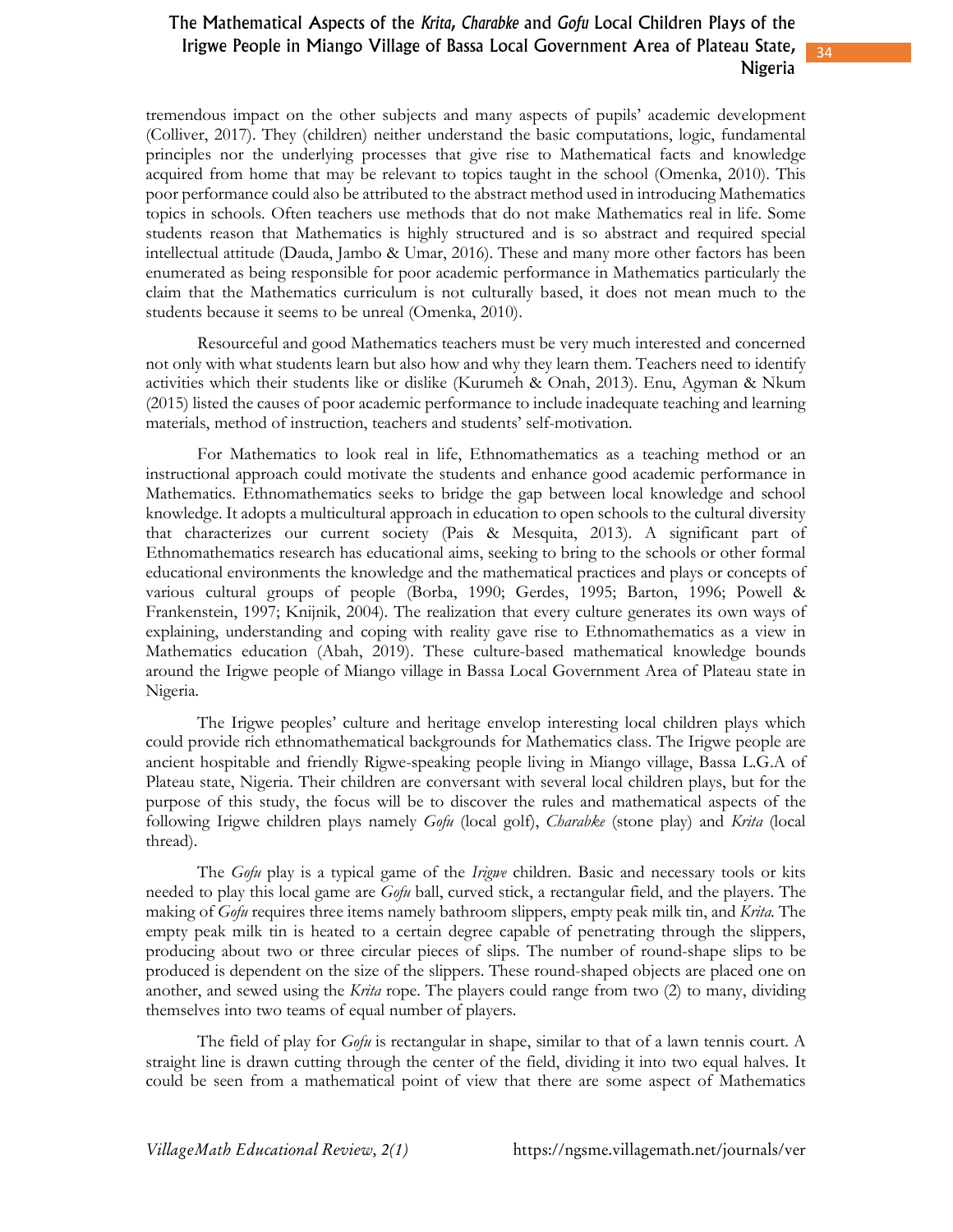tremendous impact on the other subjects and many aspects of pupils' academic development (Colliver, 2017). They (children) neither understand the basic computations, logic, fundamental principles nor the underlying processes that give rise to Mathematical facts and knowledge acquired from home that may be relevant to topics taught in the school (Omenka, 2010). This poor performance could also be attributed to the abstract method used in introducing Mathematics topics in schools. Often teachers use methods that do not make Mathematics real in life. Some students reason that Mathematics is highly structured and is so abstract and required special intellectual attitude (Dauda, Jambo & Umar, 2016). These and many more other factors has been enumerated as being responsible for poor academic performance in Mathematics particularly the claim that the Mathematics curriculum is not culturally based, it does not mean much to the students because it seems to be unreal (Omenka, 2010).

Resourceful and good Mathematics teachers must be very much interested and concerned not only with what students learn but also how and why they learn them. Teachers need to identify activities which their students like or dislike (Kurumeh & Onah, 2013). Enu, Agyman & Nkum (2015) listed the causes of poor academic performance to include inadequate teaching and learning materials, method of instruction, teachers and students' self-motivation.

For Mathematics to look real in life, Ethnomathematics as a teaching method or an instructional approach could motivate the students and enhance good academic performance in Mathematics. Ethnomathematics seeks to bridge the gap between local knowledge and school knowledge. It adopts a multicultural approach in education to open schools to the cultural diversity that characterizes our current society (Pais & Mesquita, 2013). A significant part of Ethnomathematics research has educational aims, seeking to bring to the schools or other formal educational environments the knowledge and the mathematical practices and plays or concepts of various cultural groups of people (Borba, 1990; Gerdes, 1995; Barton, 1996; Powell & Frankenstein, 1997; Knijnik, 2004). The realization that every culture generates its own ways of explaining, understanding and coping with reality gave rise to Ethnomathematics as a view in Mathematics education (Abah, 2019). These culture-based mathematical knowledge bounds around the Irigwe people of Miango village in Bassa Local Government Area of Plateau state in Nigeria.

The Irigwe peoples' culture and heritage envelop interesting local children plays which could provide rich ethnomathematical backgrounds for Mathematics class. The Irigwe people are ancient hospitable and friendly Rigwe-speaking people living in Miango village, Bassa L.G.A of Plateau state, Nigeria. Their children are conversant with several local children plays, but for the purpose of this study, the focus will be to discover the rules and mathematical aspects of the following Irigwe children plays namely *Gofu* (local golf), *Charabke* (stone play) and *Krita* (local thread).

The *Gofu* play is a typical game of the *Irigwe* children. Basic and necessary tools or kits needed to play this local game are *Gofu* ball, curved stick, a rectangular field, and the players. The making of *Gofu* requires three items namely bathroom slippers, empty peak milk tin, and *Krita.* The empty peak milk tin is heated to a certain degree capable of penetrating through the slippers, producing about two or three circular pieces of slips. The number of round-shape slips to be produced is dependent on the size of the slippers. These round-shaped objects are placed one on another, and sewed using the *Krita* rope. The players could range from two (2) to many, dividing themselves into two teams of equal number of players.

The field of play for *Gofu* is rectangular in shape, similar to that of a lawn tennis court. A straight line is drawn cutting through the center of the field, dividing it into two equal halves. It could be seen from a mathematical point of view that there are some aspect of Mathematics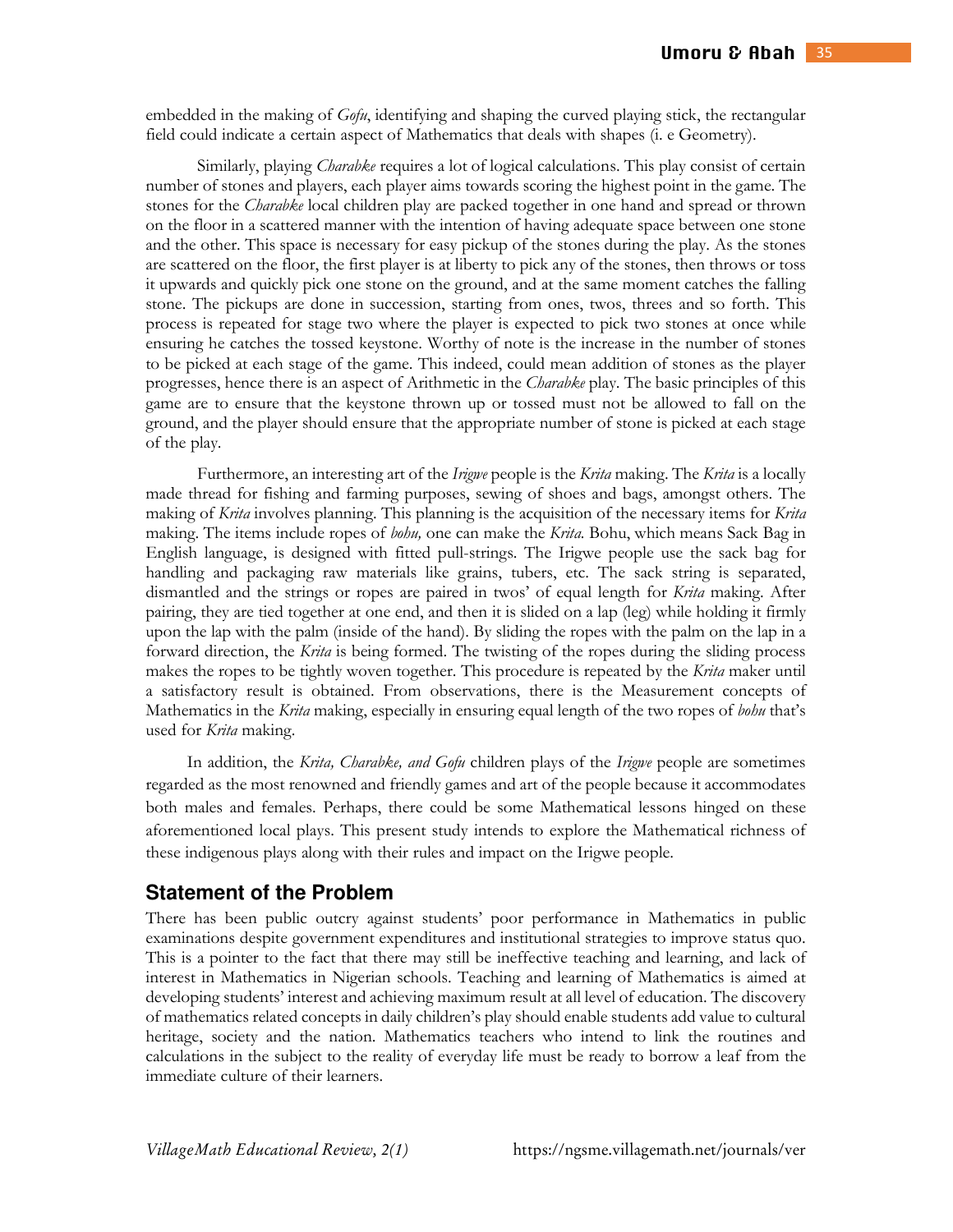embedded in the making of *Gofu*, identifying and shaping the curved playing stick, the rectangular field could indicate a certain aspect of Mathematics that deals with shapes (i. e Geometry).

Similarly, playing *Charabke* requires a lot of logical calculations. This play consist of certain number of stones and players, each player aims towards scoring the highest point in the game. The stones for the *Charabke* local children play are packed together in one hand and spread or thrown on the floor in a scattered manner with the intention of having adequate space between one stone and the other. This space is necessary for easy pickup of the stones during the play. As the stones are scattered on the floor, the first player is at liberty to pick any of the stones, then throws or toss it upwards and quickly pick one stone on the ground, and at the same moment catches the falling stone. The pickups are done in succession, starting from ones, twos, threes and so forth. This process is repeated for stage two where the player is expected to pick two stones at once while ensuring he catches the tossed keystone. Worthy of note is the increase in the number of stones to be picked at each stage of the game. This indeed, could mean addition of stones as the player progresses, hence there is an aspect of Arithmetic in the *Charabke* play. The basic principles of this game are to ensure that the keystone thrown up or tossed must not be allowed to fall on the ground, and the player should ensure that the appropriate number of stone is picked at each stage of the play.

Furthermore, an interesting art of the *Irigwe* people is the *Krita* making. The *Krita* is a locally made thread for fishing and farming purposes, sewing of shoes and bags, amongst others. The making of *Krita* involves planning. This planning is the acquisition of the necessary items for *Krita* making. The items include ropes of *bohu,* one can make the *Krita*. Bohu, which means Sack Bag in English language, is designed with fitted pull-strings. The Irigwe people use the sack bag for handling and packaging raw materials like grains, tubers, etc. The sack string is separated, dismantled and the strings or ropes are paired in twos' of equal length for *Krita* making. After pairing, they are tied together at one end, and then it is slided on a lap (leg) while holding it firmly upon the lap with the palm (inside of the hand). By sliding the ropes with the palm on the lap in a forward direction, the *Krita* is being formed. The twisting of the ropes during the sliding process makes the ropes to be tightly woven together. This procedure is repeated by the *Krita* maker until a satisfactory result is obtained. From observations, there is the Measurement concepts of Mathematics in the *Krita* making, especially in ensuring equal length of the two ropes of *bohu* that's used for *Krita* making.

In addition, the *Krita, Charabke, and Gofu* children plays of the *Irigwe* people are sometimes regarded as the most renowned and friendly games and art of the people because it accommodates both males and females. Perhaps, there could be some Mathematical lessons hinged on these aforementioned local plays. This present study intends to explore the Mathematical richness of these indigenous plays along with their rules and impact on the Irigwe people.

## Statement of the Problem

There has been public outcry against students' poor performance in Mathematics in public examinations despite government expenditures and institutional strategies to improve status quo. This is a pointer to the fact that there may still be ineffective teaching and learning, and lack of interest in Mathematics in Nigerian schools. Teaching and learning of Mathematics is aimed at developing students' interest and achieving maximum result at all level of education. The discovery of mathematics related concepts in daily children's play should enable students add value to cultural heritage, society and the nation. Mathematics teachers who intend to link the routines and calculations in the subject to the reality of everyday life must be ready to borrow a leaf from the immediate culture of their learners.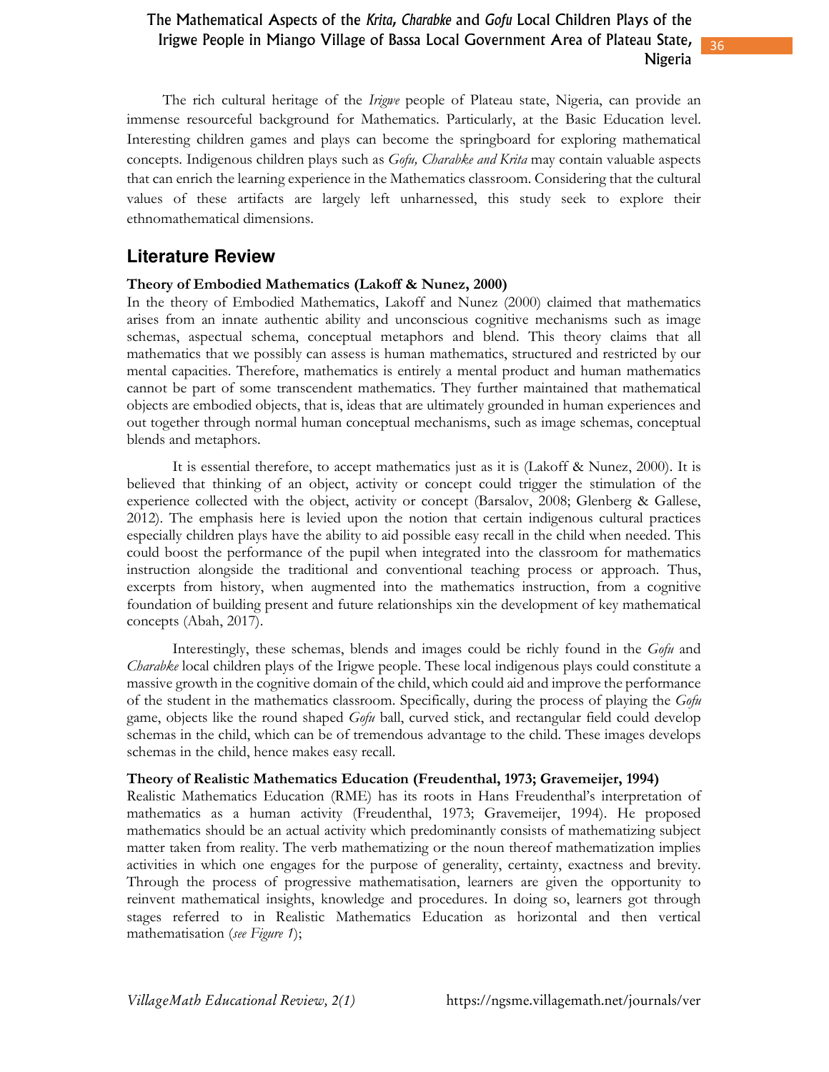The rich cultural heritage of the *Irigwe* people of Plateau state, Nigeria, can provide an immense resourceful background for Mathematics. Particularly, at the Basic Education level. Interesting children games and plays can become the springboard for exploring mathematical concepts. Indigenous children plays such as *Gofu, Charabke and Krita* may contain valuable aspects that can enrich the learning experience in the Mathematics classroom. Considering that the cultural values of these artifacts are largely left unharnessed, this study seek to explore their ethnomathematical dimensions.

## Literature Review

**Theory of Embodied Mathematics (Lakoff & Nunez, 2000)**

In the theory of Embodied Mathematics, Lakoff and Nunez (2000) claimed that mathematics arises from an innate authentic ability and unconscious cognitive mechanisms such as image schemas, aspectual schema, conceptual metaphors and blend. This theory claims that all mathematics that we possibly can assess is human mathematics, structured and restricted by our mental capacities. Therefore, mathematics is entirely a mental product and human mathematics cannot be part of some transcendent mathematics. They further maintained that mathematical objects are embodied objects, that is, ideas that are ultimately grounded in human experiences and out together through normal human conceptual mechanisms, such as image schemas, conceptual blends and metaphors.

It is essential therefore, to accept mathematics just as it is (Lakoff & Nunez, 2000). It is believed that thinking of an object, activity or concept could trigger the stimulation of the experience collected with the object, activity or concept (Barsalov, 2008; Glenberg & Gallese, 2012). The emphasis here is levied upon the notion that certain indigenous cultural practices especially children plays have the ability to aid possible easy recall in the child when needed. This could boost the performance of the pupil when integrated into the classroom for mathematics instruction alongside the traditional and conventional teaching process or approach. Thus, excerpts from history, when augmented into the mathematics instruction, from a cognitive foundation of building present and future relationships xin the development of key mathematical concepts (Abah, 2017).

Interestingly, these schemas, blends and images could be richly found in the *Gofu* and *Charabke* local children plays of the Irigwe people. These local indigenous plays could constitute a massive growth in the cognitive domain of the child, which could aid and improve the performance of the student in the mathematics classroom. Specifically, during the process of playing the *Gofu* game, objects like the round shaped *Gofu* ball, curved stick, and rectangular field could develop schemas in the child, which can be of tremendous advantage to the child. These images develops schemas in the child, hence makes easy recall.

**Theory of Realistic Mathematics Education (Freudenthal, 1973; Gravemeijer, 1994)**

Realistic Mathematics Education (RME) has its roots in Hans Freudenthal's interpretation of mathematics as a human activity (Freudenthal, 1973; Gravemeijer, 1994). He proposed mathematics should be an actual activity which predominantly consists of mathematizing subject matter taken from reality. The verb mathematizing or the noun thereof mathematization implies activities in which one engages for the purpose of generality, certainty, exactness and brevity. Through the process of progressive mathematisation, learners are given the opportunity to reinvent mathematical insights, knowledge and procedures. In doing so, learners got through stages referred to in Realistic Mathematics Education as horizontal and then vertical mathematisation (*see Figure 1*);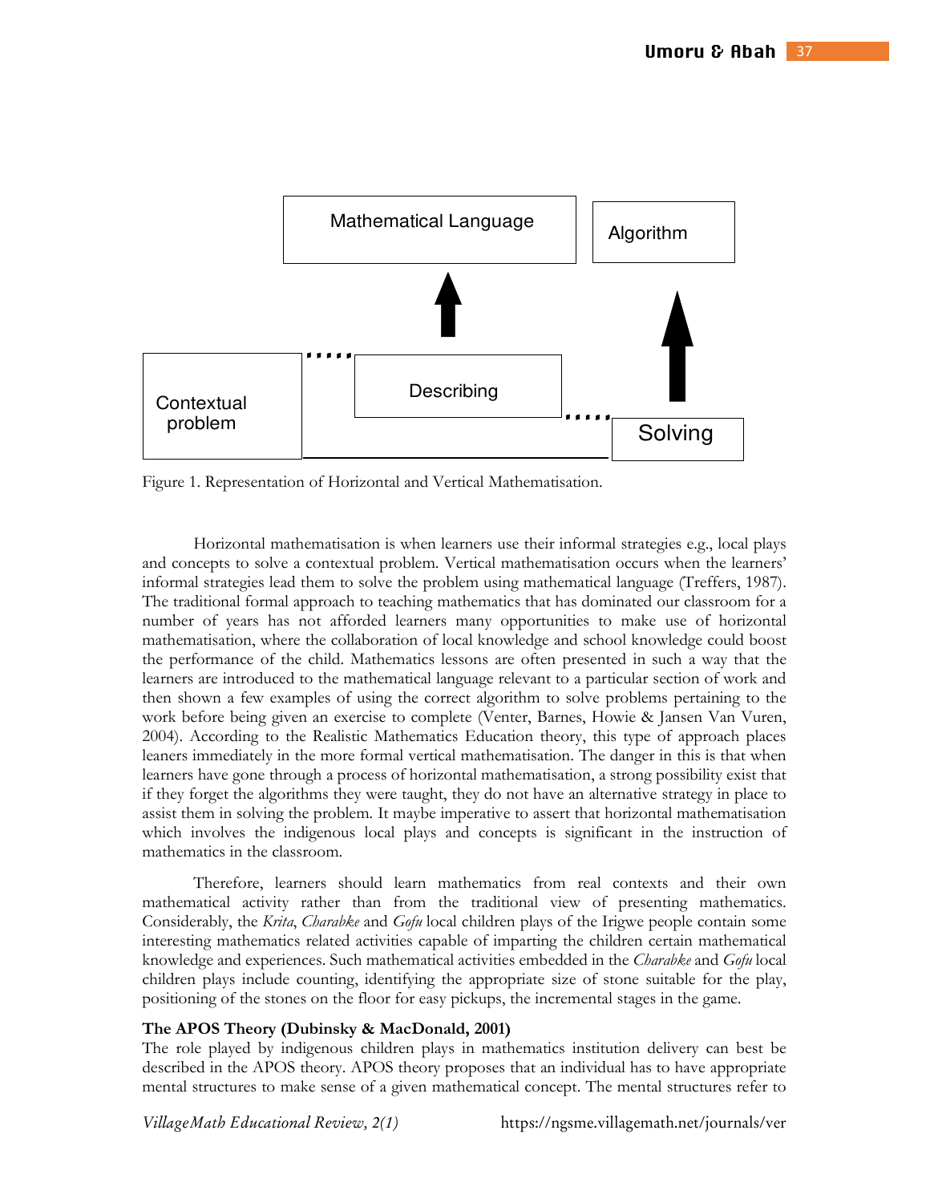Mathematical Language

Algorithm

Contextual problem

Describing

Solving

Figure 1. Representation of Horizontal and Vertical Mathematisation.

Horizontal mathematisation is when learners use their informal strategies e.g., local plays and concepts to solve a contextual problem. Vertical mathematisation occurs when the learners' informal strategies lead them to solve the problem using mathematical language (Treffers, 1987). The traditional formal approach to teaching mathematics that has dominated our classroom for a number of years has not afforded learners many opportunities to make use of horizontal mathematisation, where the collaboration of local knowledge and school knowledge could boost the performance of the child. Mathematics lessons are often presented in such a way that the learners are introduced to the mathematical language relevant to a particular section of work and then shown a few examples of using the correct algorithm to solve problems pertaining to the work before being given an exercise to complete (Venter, Barnes, Howie & Jansen Van Vuren, 2004). According to the Realistic Mathematics Education theory, this type of approach places leaners immediately in the more formal vertical mathematisation. The danger in this is that when learners have gone through a process of horizontal mathematisation, a strong possibility exist that if they forget the algorithms they were taught, they do not have an alternative strategy in place to assist them in solving the problem. It maybe imperative to assert that horizontal mathematisation which involves the indigenous local plays and concepts is significant in the instruction of mathematics in the classroom.

Therefore, learners should learn mathematics from real contexts and their own mathematical activity rather than from the traditional view of presenting mathematics. Considerably, the *Krita*, *Charabke* and *Gofu* local children plays of the Irigwe people contain some interesting mathematics related activities capable of imparting the children certain mathematical knowledge and experiences. Such mathematical activities embedded in the *Charabke* and *Gofu* local children plays include counting, identifying the appropriate size of stone suitable for the play, positioning of the stones on the floor for easy pickups, the incremental stages in the game.

**The APOS Theory (Dubinsky & MacDonald, 2001)**

The role played by indigenous children plays in mathematics institution delivery can best be described in the APOS theory. APOS theory proposes that an individual has to have appropriate mental structures to make sense of a given mathematical concept. The mental structures refer to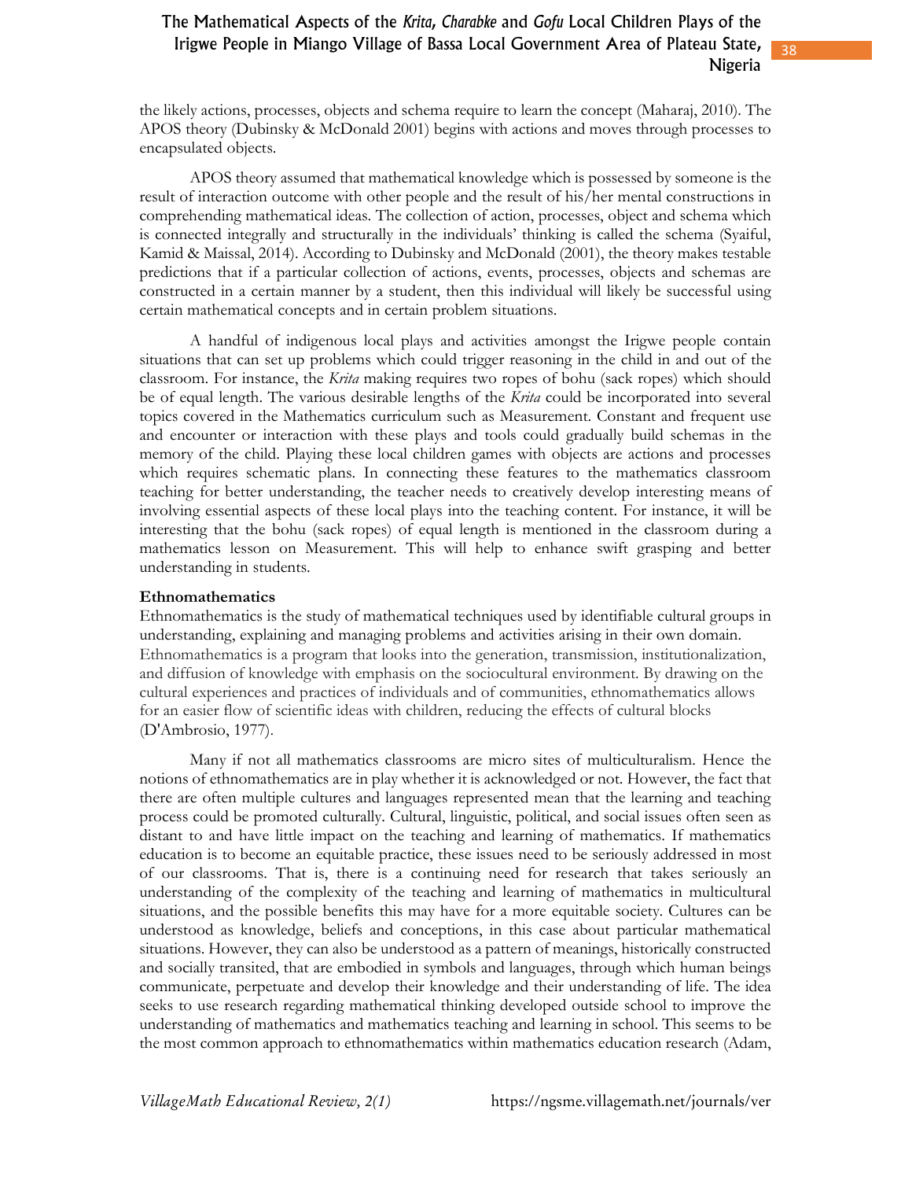the likely actions, processes, objects and schema require to learn the concept (Maharaj, 2010). The APOS theory (Dubinsky & McDonald 2001) begins with actions and moves through processes to encapsulated objects.

APOS theory assumed that mathematical knowledge which is possessed by someone is the result of interaction outcome with other people and the result of his/her mental constructions in comprehending mathematical ideas. The collection of action, processes, object and schema which is connected integrally and structurally in the individuals' thinking is called the schema (Syaiful, Kamid & Maissal, 2014). According to Dubinsky and McDonald (2001), the theory makes testable predictions that if a particular collection of actions, events, processes, objects and schemas are constructed in a certain manner by a student, then this individual will likely be successful using certain mathematical concepts and in certain problem situations.

A handful of indigenous local plays and activities amongst the Irigwe people contain situations that can set up problems which could trigger reasoning in the child in and out of the classroom. For instance, the *Krita* making requires two ropes of bohu (sack ropes) which should be of equal length. The various desirable lengths of the *Krita* could be incorporated into several topics covered in the Mathematics curriculum such as Measurement. Constant and frequent use and encounter or interaction with these plays and tools could gradually build schemas in the memory of the child. Playing these local children games with objects are actions and processes which requires schematic plans. In connecting these features to the mathematics classroom teaching for better understanding, the teacher needs to creatively develop interesting means of involving essential aspects of these local plays into the teaching content. For instance, it will be interesting that the bohu (sack ropes) of equal length is mentioned in the classroom during a mathematics lesson on Measurement. This will help to enhance swift grasping and better understanding in students.

**Ethnomathematics**

Ethnomathematics is the study of mathematical techniques used by identifiable cultural groups in understanding, explaining and managing problems and activities arising in their own domain. Ethnomathematics is a program that looks into the generation, transmission, institutionalization, and diffusion of knowledge with emphasis on the sociocultural environment. By drawing on the cultural experiences and practices of individuals and of communities, ethnomathematics allows for an easier flow of scientific ideas with children, reducing the effects of cultural blocks (D'Ambrosio, 1977).

Many if not all mathematics classrooms are micro sites of multiculturalism. Hence the notions of ethnomathematics are in play whether it is acknowledged or not. However, the fact that there are often multiple cultures and languages represented mean that the learning and teaching process could be promoted culturally. Cultural, linguistic, political, and social issues often seen as distant to and have little impact on the teaching and learning of mathematics. If mathematics education is to become an equitable practice, these issues need to be seriously addressed in most of our classrooms. That is, there is a continuing need for research that takes seriously an understanding of the complexity of the teaching and learning of mathematics in multicultural situations, and the possible benefits this may have for a more equitable society. Cultures can be understood as knowledge, beliefs and conceptions, in this case about particular mathematical situations. However, they can also be understood as a pattern of meanings, historically constructed and socially transited, that are embodied in symbols and languages, through which human beings communicate, perpetuate and develop their knowledge and their understanding of life. The idea seeks to use research regarding mathematical thinking developed outside school to improve the understanding of mathematics and mathematics teaching and learning in school. This seems to be the most common approach to ethnomathematics within mathematics education research (Adam,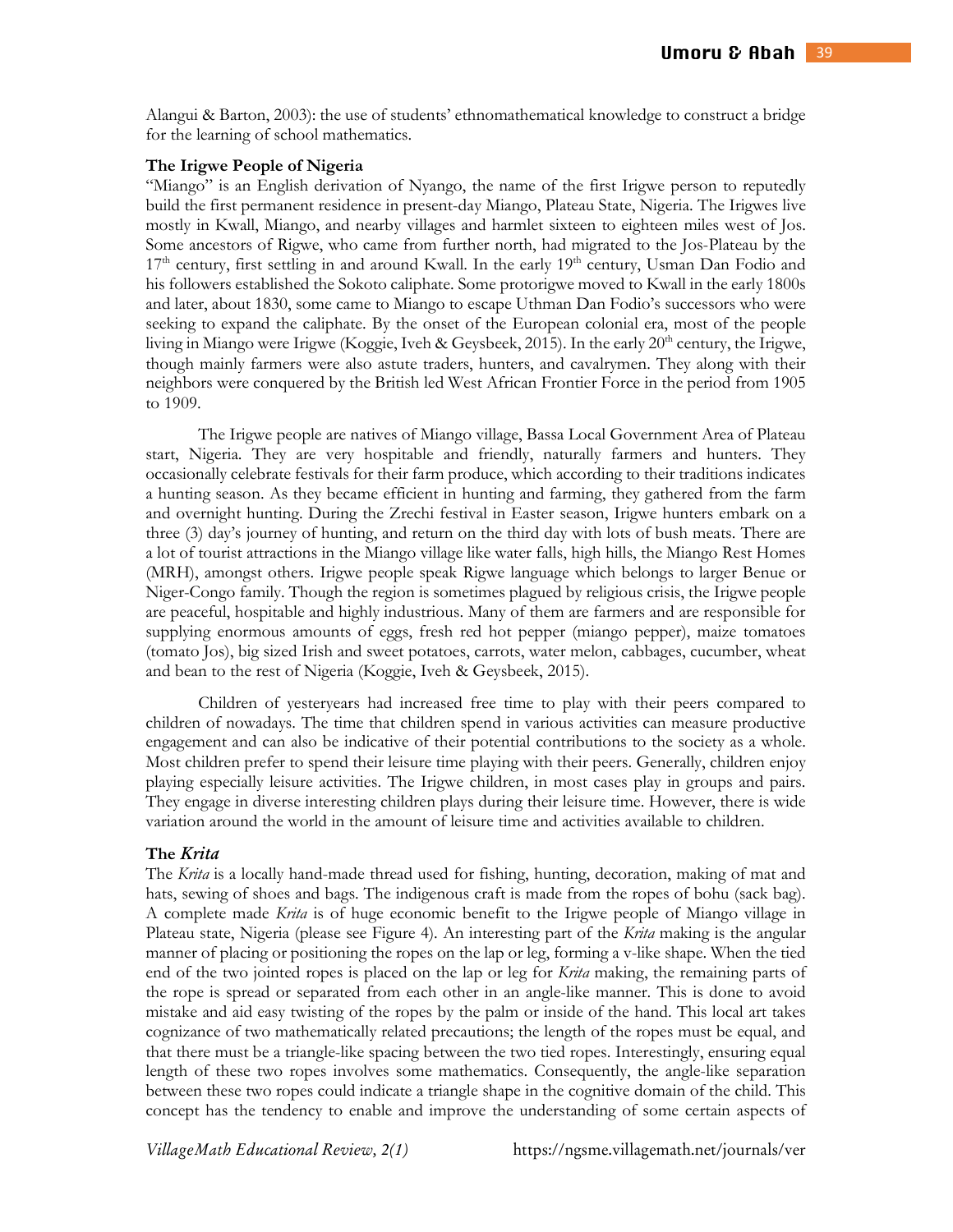Alangui & Barton, 2003): the use of students' ethnomathematical knowledge to construct a bridge for the learning of school mathematics.

### The Irigwe People of Nigeria

"Miango" is an English derivation of Nyango, the name of the first Irigwe person to reputedly build the first permanent residence in present-day Miango, Plateau State, Nigeria. The Irigwes live mostly in Kwall, Miango, and nearby villages and harmlet sixteen to eighteen miles west of Jos. Some ancestors of Rigwe, who came from further north, had migrated to the Jos-Plateau by the 17th century, first settling in and around Kwall. In the early 19th century, Usman Dan Fodio and his followers established the Sokoto caliphate. Some protorigwe moved to Kwall in the early 1800s and later, about 1830, some came to Miango to escape Uthman Dan Fodio's successors who were seeking to expand the caliphate. By the onset of the European colonial era, most of the people living in Miango were Irigwe (Koggie, Iveh & Geysbeek, 2015). In the early 20th century, the Irigwe, though mainly farmers were also astute traders, hunters, and cavalrymen. They along with their neighbors were conquered by the British led West African Frontier Force in the period from 1905 to 1909.

The Irigwe people are natives of Miango village, Bassa Local Government Area of Plateau start, Nigeria. They are very hospitable and friendly, naturally farmers and hunters. They occasionally celebrate festivals for their farm produce, which according to their traditions indicates a hunting season. As they became efficient in hunting and farming, they gathered from the farm and overnight hunting. During the Zrechi festival in Easter season, Irigwe hunters embark on a three (3) day's journey of hunting, and return on the third day with lots of bush meats. There are a lot of tourist attractions in the Miango village like water falls, high hills, the Miango Rest Homes (MRH), amongst others. Irigwe people speak Rigwe language which belongs to larger Benue or Niger-Congo family. Though the region is sometimes plagued by religious crisis, the Irigwe people are peaceful, hospitable and highly industrious. Many of them are farmers and are responsible for supplying enormous amounts of eggs, fresh red hot pepper (miango pepper), maize tomatoes (tomato Jos), big sized Irish and sweet potatoes, carrots, water melon, cabbages, cucumber, wheat and bean to the rest of Nigeria (Koggie, Iveh & Geysbeek, 2015).

Children of yesteryears had increased free time to play with their peers compared to children of nowadays. The time that children spend in various activities can measure productive engagement and can also be indicative of their potential contributions to the society as a whole. Most children prefer to spend their leisure time playing with their peers. Generally, children enjoy playing especially leisure activities. The Irigwe children, in most cases play in groups and pairs. They engage in diverse interesting children plays during their leisure time. However, there is wide variation around the world in the amount of leisure time and activities available to children.

### The *Krita*

The *Krita* is a locally hand-made thread used for fishing, hunting, decoration, making of mat and hats, sewing of shoes and bags. The indigenous craft is made from the ropes of bohu (sack bag). A complete made *Krita* is of huge economic benefit to the Irigwe people of Miango village in Plateau state, Nigeria (please see Figure 4). An interesting part of the *Krita* making is the angular manner of placing or positioning the ropes on the lap or leg, forming a v-like shape. When the tied end of the two jointed ropes is placed on the lap or leg for *Krita* making, the remaining parts of the rope is spread or separated from each other in an angle-like manner. This is done to avoid mistake and aid easy twisting of the ropes by the palm or inside of the hand. This local art takes cognizance of two mathematically related precautions; the length of the ropes must be equal, and that there must be a triangle-like spacing between the two tied ropes. Interestingly, ensuring equal length of these two ropes involves some mathematics. Consequently, the angle-like separation between these two ropes could indicate a triangle shape in the cognitive domain of the child. This concept has the tendency to enable and improve the understanding of some certain aspects of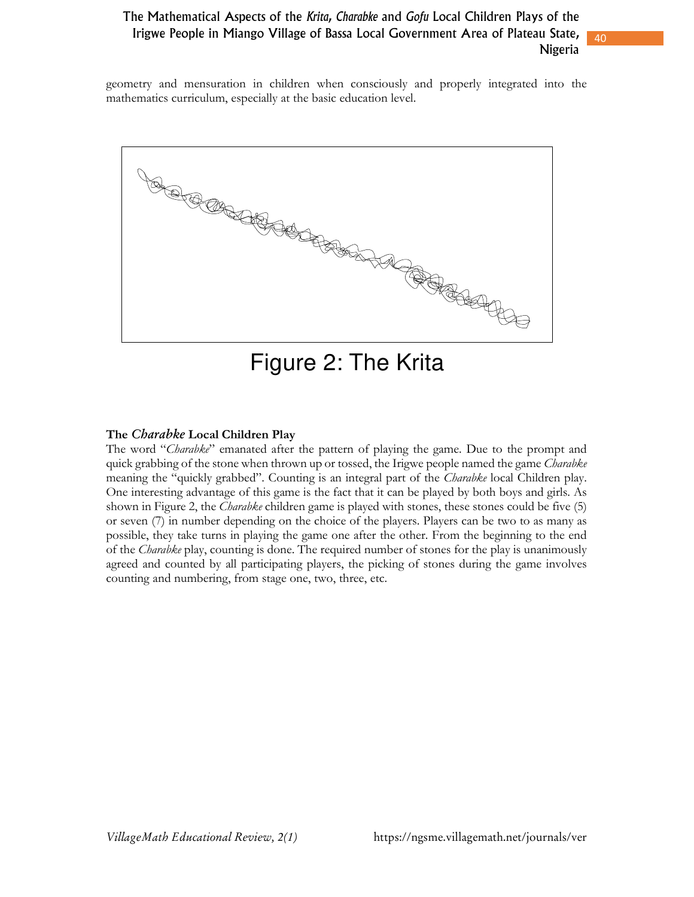geometry and mensuration in children when consciously and properly integrated into the mathematics curriculum, especially at the basic education level.

Figure 2: The Krita

**The *Charabke* Local Children Play**

The word "*Charabke*" emanated after the pattern of playing the game. Due to the prompt and quick grabbing of the stone when thrown up or tossed, the Irigwe people named the game *Charabke* meaning the "quickly grabbed". Counting is an integral part of the *Charabke* local Children play. One interesting advantage of this game is the fact that it can be played by both boys and girls. As shown in Figure 2, the *Charabke* children game is played with stones, these stones could be five (5) or seven (7) in number depending on the choice of the players. Players can be two to as many as possible, they take turns in playing the game one after the other. From the beginning to the end of the *Charabke* play, counting is done. The required number of stones for the play is unanimously agreed and counted by all participating players, the picking of stones during the game involves counting and numbering, from stage one, two, three, etc.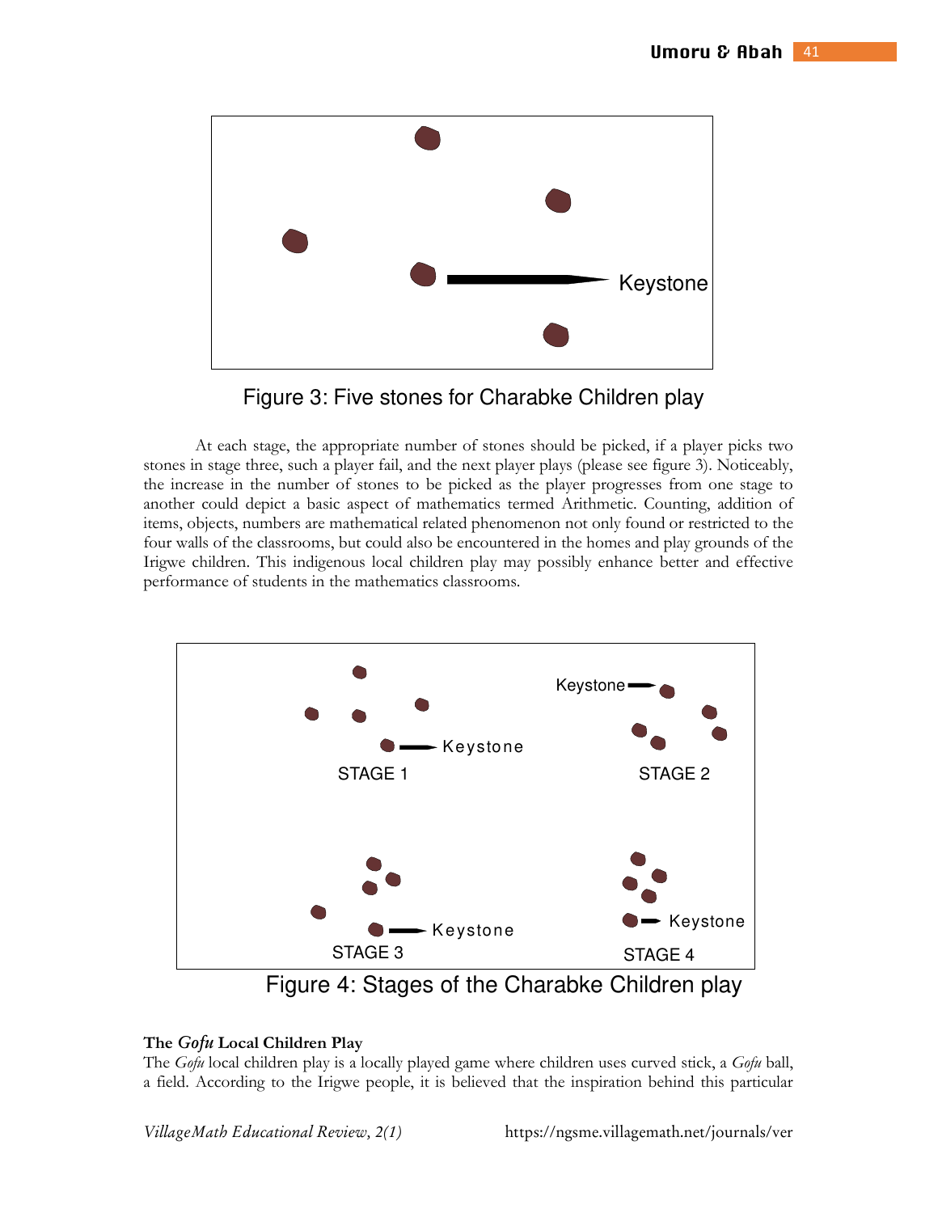Keystone

Figure 3: Five stones for Charabke Children play

At each stage, the appropriate number of stones should be picked, if a player picks two stones in stage three, such a player fail, and the next player plays (please see figure 3). Noticeably, the increase in the number of stones to be picked as the player progresses from one stage to another could depict a basic aspect of mathematics termed Arithmetic. Counting, addition of items, objects, numbers are mathematical related phenomenon not only found or restricted to the four walls of the classrooms, but could also be encountered in the homes and play grounds of the Irigwe children. This indigenous local children play may possibly enhance better and effective performance of students in the mathematics classrooms.

Keystone
STAGE 1

Keystone
STAGE 2

Keystone
STAGE 3

Keystone
STAGE 4

Figure 4: Stages of the Charabke Children play

**The *Gofu* Local Children Play**

The *Gofu* local children play is a locally played game where children uses curved stick, a *Gofu* ball, a field. According to the Irigwe people, it is believed that the inspiration behind this particular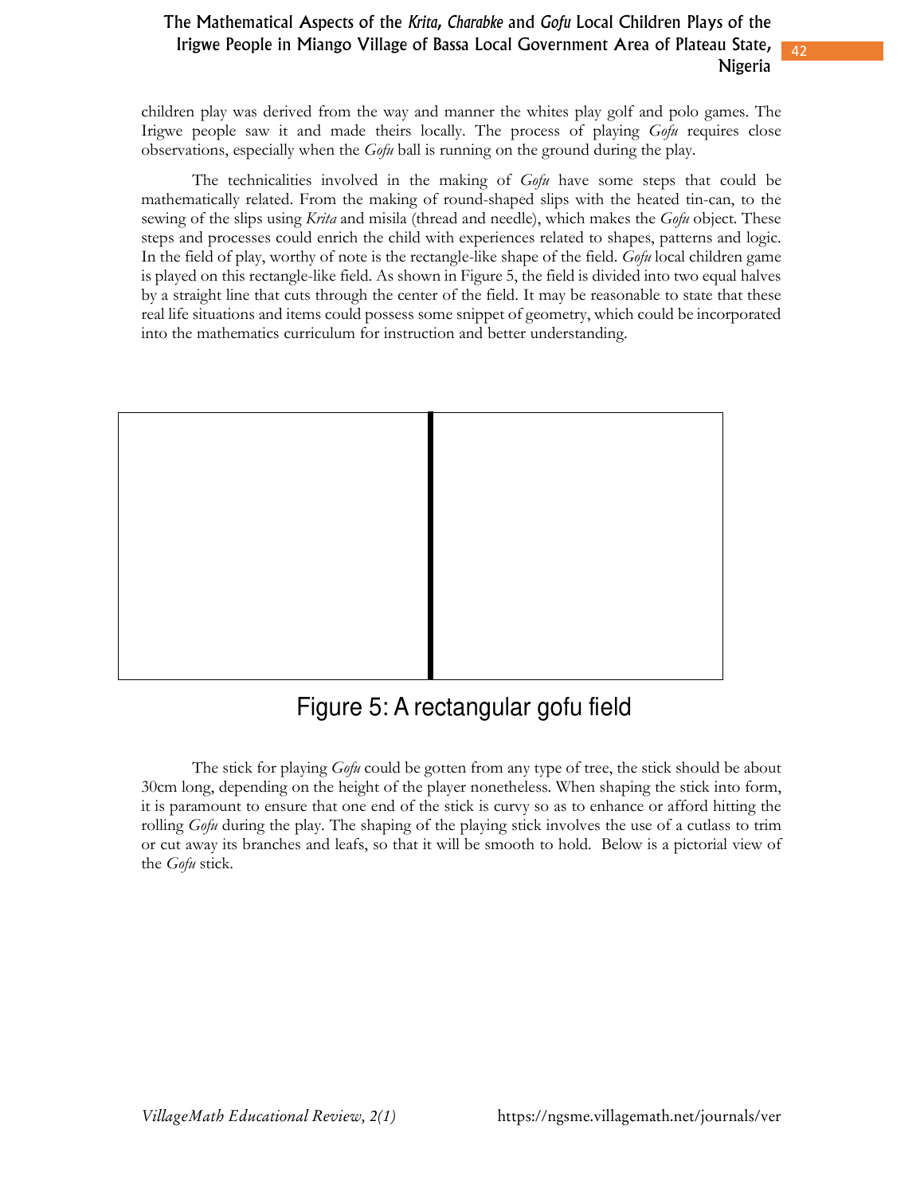children play was derived from the way and manner the whites play golf and polo games. The Irigwe people saw it and made theirs locally. The process of playing *Gofu* requires close observations, especially when the *Gofu* ball is running on the ground during the play.

The technicalities involved in the making of *Gofu* have some steps that could be mathematically related. From the making of round-shaped slips with the heated tin-can, to the sewing of the slips using *Krita* and misila (thread and needle), which makes the *Gofu* object. These steps and processes could enrich the child with experiences related to shapes, patterns and logic. In the field of play, worthy of note is the rectangle-like shape of the field. *Gofu* local children game is played on this rectangle-like field. As shown in Figure 5, the field is divided into two equal halves by a straight line that cuts through the center of the field. It may be reasonable to state that these real life situations and items could possess some snippet of geometry, which could be incorporated into the mathematics curriculum for instruction and better understanding.

Figure 5: A rectangular gofu field

The stick for playing *Gofu* could be gotten from any type of tree, the stick should be about 30cm long, depending on the height of the player nonetheless. When shaping the stick into form, it is paramount to ensure that one end of the stick is curvy so as to enhance or afford hitting the rolling *Gofu* during the play. The shaping of the playing stick involves the use of a cutlass to trim or cut away its branches and leafs, so that it will be smooth to hold. Below is a pictorial view of the *Gofu* stick.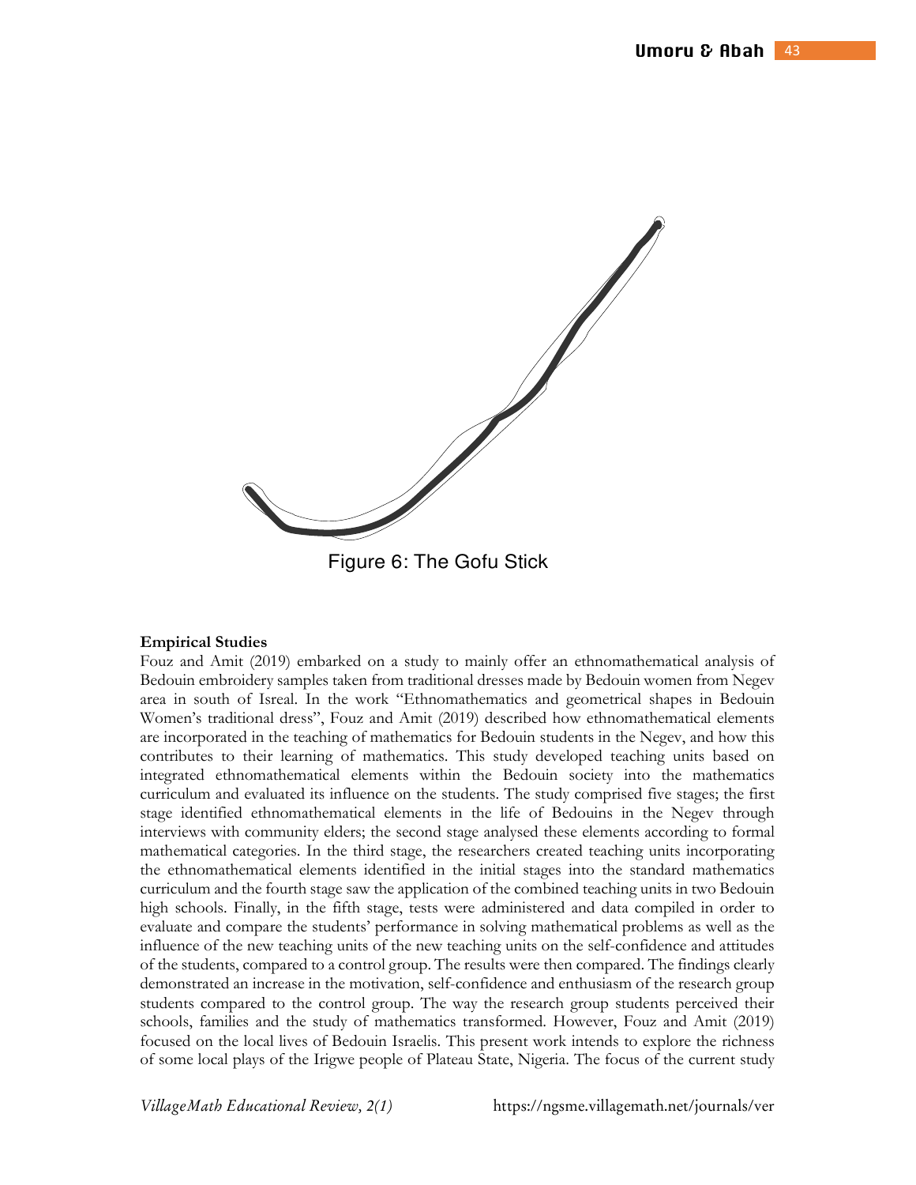Figure 6: The Gofu Stick

**Empirical Studies**

Fouz and Amit (2019) embarked on a study to mainly offer an ethnomathematical analysis of Bedouin embroidery samples taken from traditional dresses made by Bedouin women from Negev area in south of Isreal. In the work "Ethnomathematics and geometrical shapes in Bedouin Women's traditional dress", Fouz and Amit (2019) described how ethnomathematical elements are incorporated in the teaching of mathematics for Bedouin students in the Negev, and how this contributes to their learning of mathematics. This study developed teaching units based on integrated ethnomathematical elements within the Bedouin society into the mathematics curriculum and evaluated its influence on the students. The study comprised five stages; the first stage identified ethnomathematical elements in the life of Bedouins in the Negev through interviews with community elders; the second stage analysed these elements according to formal mathematical categories. In the third stage, the researchers created teaching units incorporating the ethnomathematical elements identified in the initial stages into the standard mathematics curriculum and the fourth stage saw the application of the combined teaching units in two Bedouin high schools. Finally, in the fifth stage, tests were administered and data compiled in order to evaluate and compare the students' performance in solving mathematical problems as well as the influence of the new teaching units of the new teaching units on the self-confidence and attitudes of the students, compared to a control group. The results were then compared. The findings clearly demonstrated an increase in the motivation, self-confidence and enthusiasm of the research group students compared to the control group. The way the research group students perceived their schools, families and the study of mathematics transformed. However, Fouz and Amit (2019) focused on the local lives of Bedouin Israelis. This present work intends to explore the richness of some local plays of the Irigwe people of Plateau State, Nigeria. The focus of the current study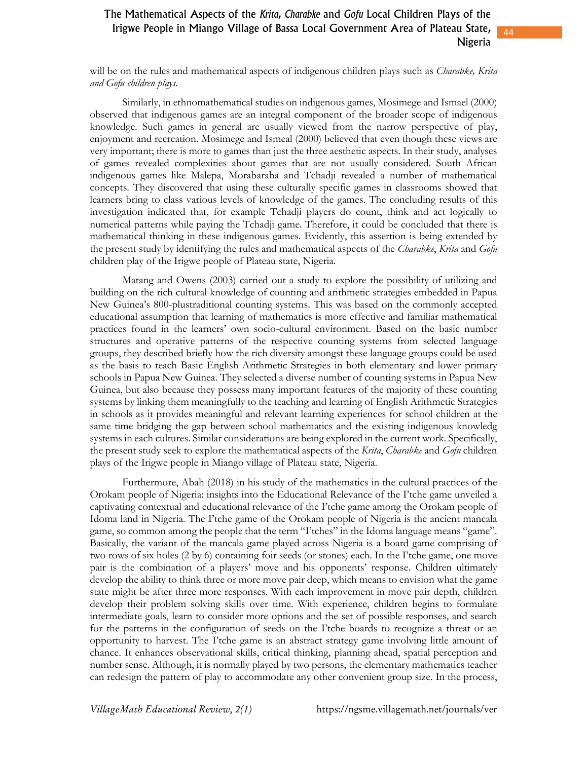will be on the rules and mathematical aspects of indigenous children plays such as *Charabke, Krita and Gofu children plays.*

Similarly, in ethnomathematical studies on indigenous games, Mosimege and Ismael (2000) observed that indigenous games are an integral component of the broader scope of indigenous knowledge. Such games in general are usually viewed from the narrow perspective of play, enjoyment and recreation. Mosimege and Ismeal (2000) believed that even though these views are very important; there is more to games than just the three aesthetic aspects. In their study, analyses of games revealed complexities about games that are not usually considered. South African indigenous games like Malepa, Morabaraba and Tchadji revealed a number of mathematical concepts. They discovered that using these culturally specific games in classrooms showed that learners bring to class various levels of knowledge of the games. The concluding results of this investigation indicated that, for example Tchadji players do count, think and act logically to numerical patterns while paying the Tchadji game. Therefore, it could be concluded that there is mathematical thinking in these indigenous games. Evidently, this assertion is being extended by the present study by identifying the rules and mathematical aspects of the *Charabke*, *Krita* and *Gofu* children play of the Irigwe people of Plateau state, Nigeria.

Matang and Owens (2003) carried out a study to explore the possibility of utilizing and building on the rich cultural knowledge of counting and arithmetic strategies embedded in Papua New Guinea's 800-plustraditional counting systems. This was based on the commonly accepted educational assumption that learning of mathematics is more effective and familiar mathematical practices found in the learners' own socio-cultural environment. Based on the basic number structures and operative patterns of the respective counting systems from selected language groups, they described briefly how the rich diversity amongst these language groups could be used as the basis to teach Basic English Arithmetic Strategies in both elementary and lower primary schools in Papua New Guinea. They selected a diverse number of counting systems in Papua New Guinea, but also because they possess many important features of the majority of these counting systems by linking them meaningfully to the teaching and learning of English Arithmetic Strategies in schools as it provides meaningful and relevant learning experiences for school children at the same time bridging the gap between school mathematics and the existing indigenous knowledg systems in each cultures. Similar considerations are being explored in the current work. Specifically, the present study seek to explore the mathematical aspects of the *Krita*, *Charabke* and *Gofu* children plays of the Irigwe people in Miango village of Plateau state, Nigeria.

Furthermore, Abah (2018) in his study of the mathematics in the cultural practices of the Orokam people of Nigeria: insights into the Educational Relevance of the I'tche game unveiled a captivating contextual and educational relevance of the I'tche game among the Orokam people of Idoma land in Nigeria. The I'tche game of the Orokam people of Nigeria is the ancient mancala game, so common among the people that the term "I'tches" in the Idoma language means "game". Basically, the variant of the mancala game played across Nigeria is a board game comprising of two rows of six holes (2 by 6) containing foir seeds (or stones) each. In the I'tche game, one move pair is the combination of a players' move and his opponents' response. Children ultimately develop the ability to think three or more move pair deep, which means to envision what the game state might be after three more responses. With each improvement in move pair depth, children develop their problem solving skills over time. With experience, children begins to formulate intermediate goals, learn to consider more options and the set of possible responses, and search for the patterns in the configuration of seeds on the I'tche boards to recognize a threat or an opportunity to harvest. The I'tche game is an abstract strategy game involving little amount of chance. It enhances observational skills, critical thinking, planning ahead, spatial perception and number sense. Although, it is normally played by two persons, the elementary mathematics teacher can redesign the pattern of play to accommodate any other convenient group size. In the process,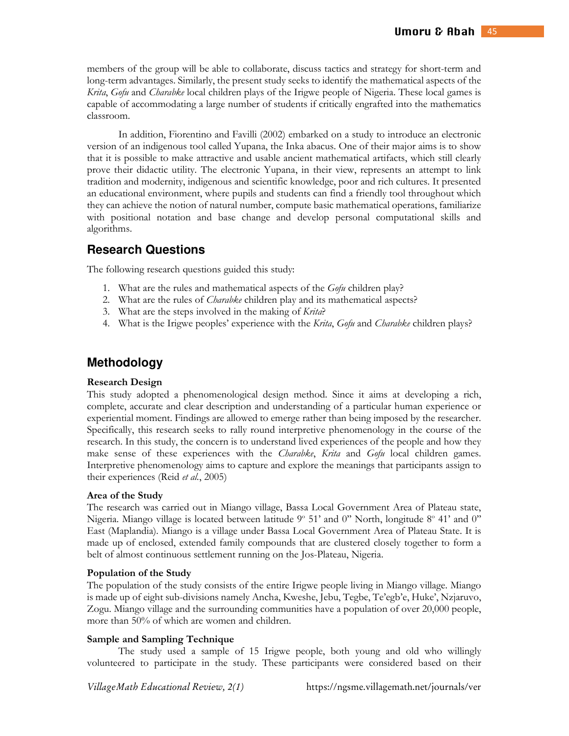members of the group will be able to collaborate, discuss tactics and strategy for short-term and long-term advantages. Similarly, the present study seeks to identify the mathematical aspects of the *Krita*, *Gofu* and *Charabke* local children plays of the Irigwe people of Nigeria. These local games is capable of accommodating a large number of students if critically engrafted into the mathematics classroom.

In addition, Fiorentino and Favilli (2002) embarked on a study to introduce an electronic version of an indigenous tool called Yupana, the Inka abacus. One of their major aims is to show that it is possible to make attractive and usable ancient mathematical artifacts, which still clearly prove their didactic utility. The electronic Yupana, in their view, represents an attempt to link tradition and modernity, indigenous and scientific knowledge, poor and rich cultures. It presented an educational environment, where pupils and students can find a friendly tool throughout which they can achieve the notion of natural number, compute basic mathematical operations, familiarize with positional notation and base change and develop personal computational skills and algorithms.

## Research Questions

The following research questions guided this study:

1. What are the rules and mathematical aspects of the *Gofu* children play?
2. What are the rules of *Charabke* children play and its mathematical aspects?
3. What are the steps involved in the making of *Krita*?
4. What is the Irigwe peoples' experience with the *Krita*, *Gofu* and *Charabke* children plays?

## Methodology

### Research Design

This study adopted a phenomenological design method. Since it aims at developing a rich, complete, accurate and clear description and understanding of a particular human experience or experiential moment. Findings are allowed to emerge rather than being imposed by the researcher. Specifically, this research seeks to rally round interpretive phenomenology in the course of the research. In this study, the concern is to understand lived experiences of the people and how they make sense of these experiences with the *Charabke*, *Krita* and *Gofu* local children games. Interpretive phenomenology aims to capture and explore the meanings that participants assign to their experiences (Reid *et al.*, 2005)

### Area of the Study

The research was carried out in Miango village, Bassa Local Government Area of Plateau state, Nigeria. Miango village is located between latitude 9° 51' and 0" North, longitude 8° 41' and 0" East (Maplandia). Miango is a village under Bassa Local Government Area of Plateau State. It is made up of enclosed, extended family compounds that are clustered closely together to form a belt of almost continuous settlement running on the Jos-Plateau, Nigeria.

### Population of the Study

The population of the study consists of the entire Irigwe people living in Miango village. Miango is made up of eight sub-divisions namely Ancha, Kweshe, Jebu, Tegbe, Te'egb'e, Huke', Nzjaruvo, Zogu. Miango village and the surrounding communities have a population of over 20,000 people, more than 50% of which are women and children.

### Sample and Sampling Technique

The study used a sample of 15 Irigwe people, both young and old who willingly volunteered to participate in the study. These participants were considered based on their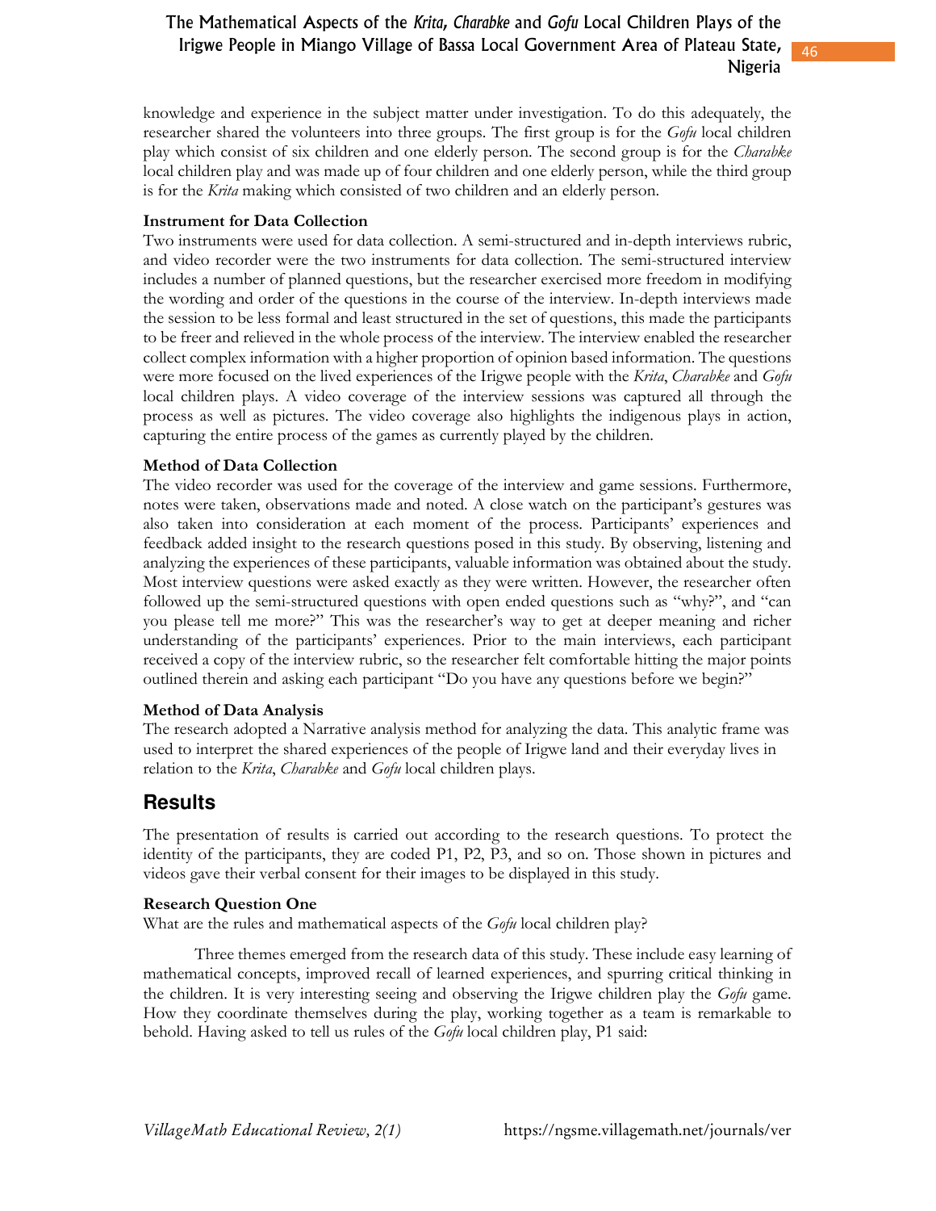knowledge and experience in the subject matter under investigation. To do this adequately, the researcher shared the volunteers into three groups. The first group is for the *Gofu* local children play which consist of six children and one elderly person. The second group is for the *Charabke* local children play and was made up of four children and one elderly person, while the third group is for the *Krita* making which consisted of two children and an elderly person.

### Instrument for Data Collection

Two instruments were used for data collection. A semi-structured and in-depth interviews rubric, and video recorder were the two instruments for data collection. The semi-structured interview includes a number of planned questions, but the researcher exercised more freedom in modifying the wording and order of the questions in the course of the interview. In-depth interviews made the session to be less formal and least structured in the set of questions, this made the participants to be freer and relieved in the whole process of the interview. The interview enabled the researcher collect complex information with a higher proportion of opinion based information. The questions were more focused on the lived experiences of the Irigwe people with the *Krita*, *Charabke* and *Gofu* local children plays. A video coverage of the interview sessions was captured all through the process as well as pictures. The video coverage also highlights the indigenous plays in action, capturing the entire process of the games as currently played by the children.

### Method of Data Collection

The video recorder was used for the coverage of the interview and game sessions. Furthermore, notes were taken, observations made and noted. A close watch on the participant's gestures was also taken into consideration at each moment of the process. Participants' experiences and feedback added insight to the research questions posed in this study. By observing, listening and analyzing the experiences of these participants, valuable information was obtained about the study. Most interview questions were asked exactly as they were written. However, the researcher often followed up the semi-structured questions with open ended questions such as "why?", and "can you please tell me more?" This was the researcher's way to get at deeper meaning and richer understanding of the participants' experiences. Prior to the main interviews, each participant received a copy of the interview rubric, so the researcher felt comfortable hitting the major points outlined therein and asking each participant "Do you have any questions before we begin?"

### Method of Data Analysis

The research adopted a Narrative analysis method for analyzing the data. This analytic frame was used to interpret the shared experiences of the people of Irigwe land and their everyday lives in relation to the *Krita*, *Charabke* and *Gofu* local children plays.

## Results

The presentation of results is carried out according to the research questions. To protect the identity of the participants, they are coded P1, P2, P3, and so on. Those shown in pictures and videos gave their verbal consent for their images to be displayed in this study.

### Research Question One

What are the rules and mathematical aspects of the *Gofu* local children play?

Three themes emerged from the research data of this study. These include easy learning of mathematical concepts, improved recall of learned experiences, and spurring critical thinking in the children. It is very interesting seeing and observing the Irigwe children play the *Gofu* game. How they coordinate themselves during the play, working together as a team is remarkable to behold. Having asked to tell us rules of the *Gofu* local children play, P1 said: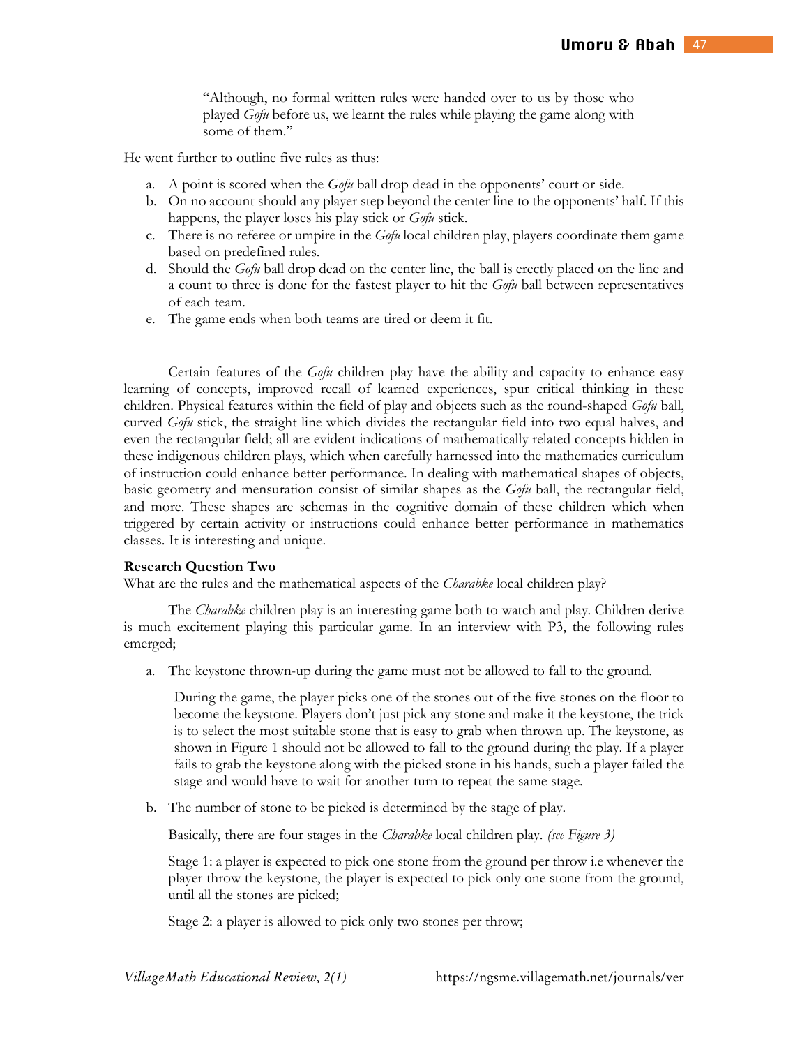> "Although, no formal written rules were handed over to us by those who played *Gofu* before us, we learnt the rules while playing the game along with some of them."

He went further to outline five rules as thus:

a. A point is scored when the *Gofu* ball drop dead in the opponents' court or side.
b. On no account should any player step beyond the center line to the opponents' half. If this happens, the player loses his play stick or *Gofu* stick.
c. There is no referee or umpire in the *Gofu* local children play, players coordinate them game based on predefined rules.
d. Should the *Gofu* ball drop dead on the center line, the ball is erectly placed on the line and a count to three is done for the fastest player to hit the *Gofu* ball between representatives of each team.
e. The game ends when both teams are tired or deem it fit.

Certain features of the *Gofu* children play have the ability and capacity to enhance easy learning of concepts, improved recall of learned experiences, spur critical thinking in these children. Physical features within the field of play and objects such as the round-shaped *Gofu* ball, curved *Gofu* stick, the straight line which divides the rectangular field into two equal halves, and even the rectangular field; all are evident indications of mathematically related concepts hidden in these indigenous children plays, which when carefully harnessed into the mathematics curriculum of instruction could enhance better performance. In dealing with mathematical shapes of objects, basic geometry and mensuration consist of similar shapes as the *Gofu* ball, the rectangular field, and more. These shapes are schemas in the cognitive domain of these children which when triggered by certain activity or instructions could enhance better performance in mathematics classes. It is interesting and unique.

**Research Question Two**

What are the rules and the mathematical aspects of the *Charabke* local children play?

The *Charabke* children play is an interesting game both to watch and play. Children derive is much excitement playing this particular game. In an interview with P3, the following rules emerged;

a. The keystone thrown-up during the game must not be allowed to fall to the ground.

   During the game, the player picks one of the stones out of the five stones on the floor to become the keystone. Players don't just pick any stone and make it the keystone, the trick is to select the most suitable stone that is easy to grab when thrown up. The keystone, as shown in Figure 1 should not be allowed to fall to the ground during the play. If a player fails to grab the keystone along with the picked stone in his hands, such a player failed the stage and would have to wait for another turn to repeat the same stage.

b. The number of stone to be picked is determined by the stage of play.

   Basically, there are four stages in the *Charabke* local children play. *(see Figure 3)*

   Stage 1: a player is expected to pick one stone from the ground per throw i.e whenever the player throw the keystone, the player is expected to pick only one stone from the ground, until all the stones are picked;

   Stage 2: a player is allowed to pick only two stones per throw;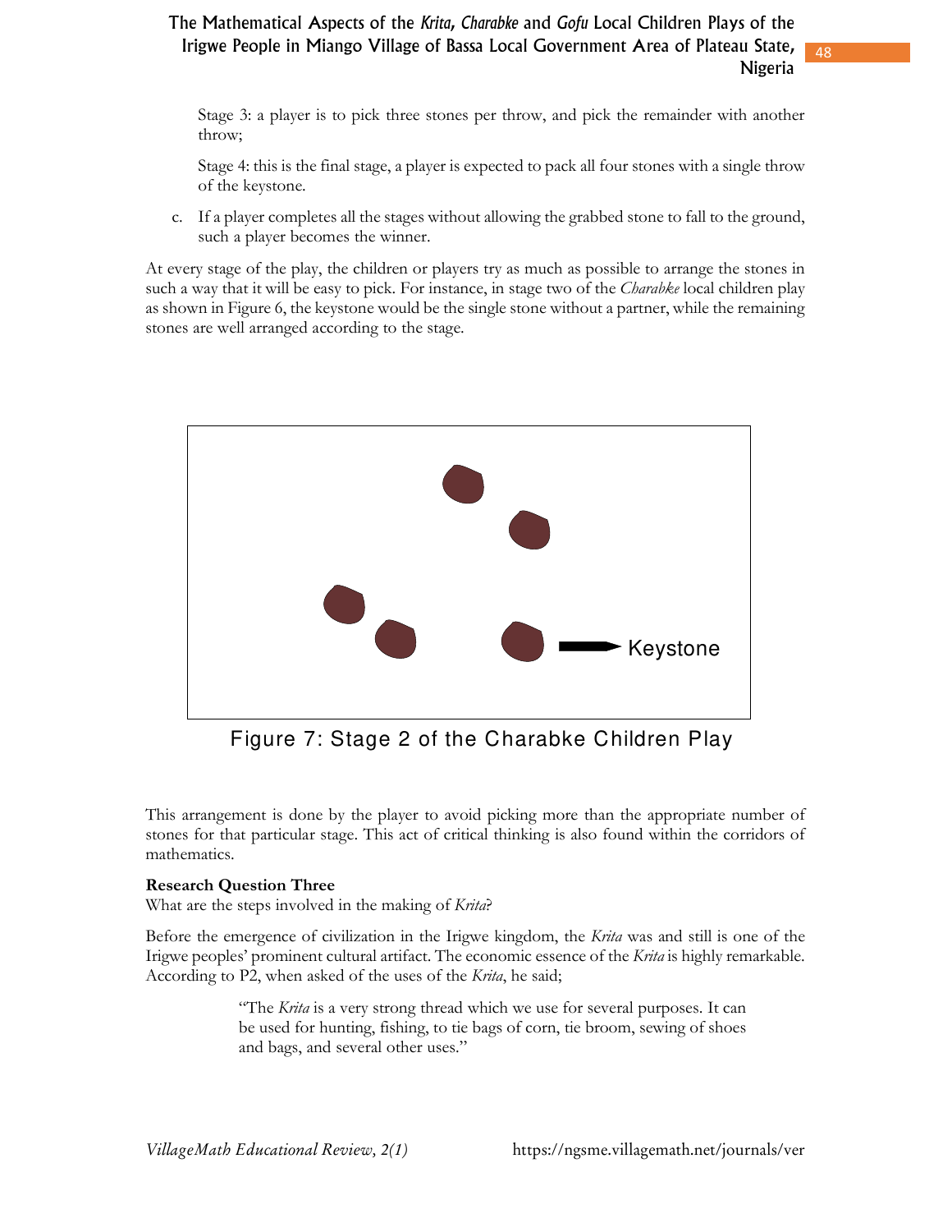Stage 3: a player is to pick three stones per throw, and pick the remainder with another throw;

Stage 4: this is the final stage, a player is expected to pack all four stones with a single throw of the keystone.

c. If a player completes all the stages without allowing the grabbed stone to fall to the ground, such a player becomes the winner.

At every stage of the play, the children or players try as much as possible to arrange the stones in such a way that it will be easy to pick. For instance, in stage two of the *Charabke* local children play as shown in Figure 6, the keystone would be the single stone without a partner, while the remaining stones are well arranged according to the stage.

Keystone

Figure 7: Stage 2 of the Charabke Children Play

This arrangement is done by the player to avoid picking more than the appropriate number of stones for that particular stage. This act of critical thinking is also found within the corridors of mathematics.

**Research Question Three**

What are the steps involved in the making of *Krita*?

Before the emergence of civilization in the Irigwe kingdom, the *Krita* was and still is one of the Irigwe peoples' prominent cultural artifact. The economic essence of the *Krita* is highly remarkable. According to P2, when asked of the uses of the *Krita*, he said;

> "The *Krita* is a very strong thread which we use for several purposes. It can be used for hunting, fishing, to tie bags of corn, tie broom, sewing of shoes and bags, and several other uses."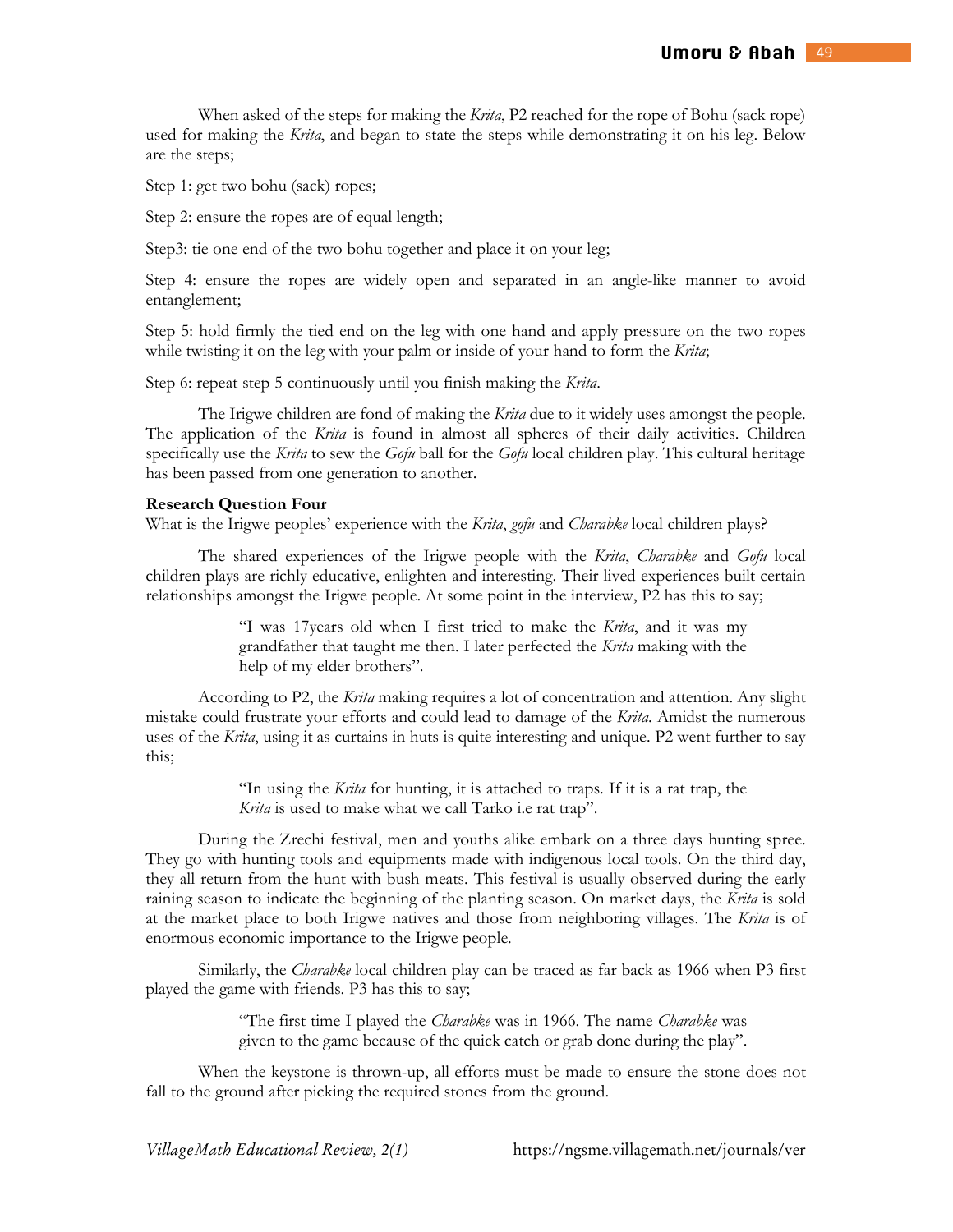When asked of the steps for making the *Krita*, P2 reached for the rope of Bohu (sack rope) used for making the *Krita*, and began to state the steps while demonstrating it on his leg. Below are the steps;

Step 1: get two bohu (sack) ropes;

Step 2: ensure the ropes are of equal length;

Step3: tie one end of the two bohu together and place it on your leg;

Step 4: ensure the ropes are widely open and separated in an angle-like manner to avoid entanglement;

Step 5: hold firmly the tied end on the leg with one hand and apply pressure on the two ropes while twisting it on the leg with your palm or inside of your hand to form the *Krita*;

Step 6: repeat step 5 continuously until you finish making the *Krita*.

The Irigwe children are fond of making the *Krita* due to it widely uses amongst the people. The application of the *Krita* is found in almost all spheres of their daily activities. Children specifically use the *Krita* to sew the *Gofu* ball for the *Gofu* local children play. This cultural heritage has been passed from one generation to another.

**Research Question Four**

What is the Irigwe peoples' experience with the *Krita*, *gofu* and *Charabke* local children plays?

The shared experiences of the Irigwe people with the *Krita*, *Charabke* and *Gofu* local children plays are richly educative, enlighten and interesting. Their lived experiences built certain relationships amongst the Irigwe people. At some point in the interview, P2 has this to say;

> "I was 17years old when I first tried to make the *Krita*, and it was my grandfather that taught me then. I later perfected the *Krita* making with the help of my elder brothers".

According to P2, the *Krita* making requires a lot of concentration and attention. Any slight mistake could frustrate your efforts and could lead to damage of the *Krita*. Amidst the numerous uses of the *Krita*, using it as curtains in huts is quite interesting and unique. P2 went further to say this;

> "In using the *Krita* for hunting, it is attached to traps. If it is a rat trap, the *Krita* is used to make what we call Tarko i.e rat trap".

During the Zrechi festival, men and youths alike embark on a three days hunting spree. They go with hunting tools and equipments made with indigenous local tools. On the third day, they all return from the hunt with bush meats. This festival is usually observed during the early raining season to indicate the beginning of the planting season. On market days, the *Krita* is sold at the market place to both Irigwe natives and those from neighboring villages. The *Krita* is of enormous economic importance to the Irigwe people.

Similarly, the *Charabke* local children play can be traced as far back as 1966 when P3 first played the game with friends. P3 has this to say;

> "The first time I played the *Charabke* was in 1966. The name *Charabke* was given to the game because of the quick catch or grab done during the play".

When the keystone is thrown-up, all efforts must be made to ensure the stone does not fall to the ground after picking the required stones from the ground.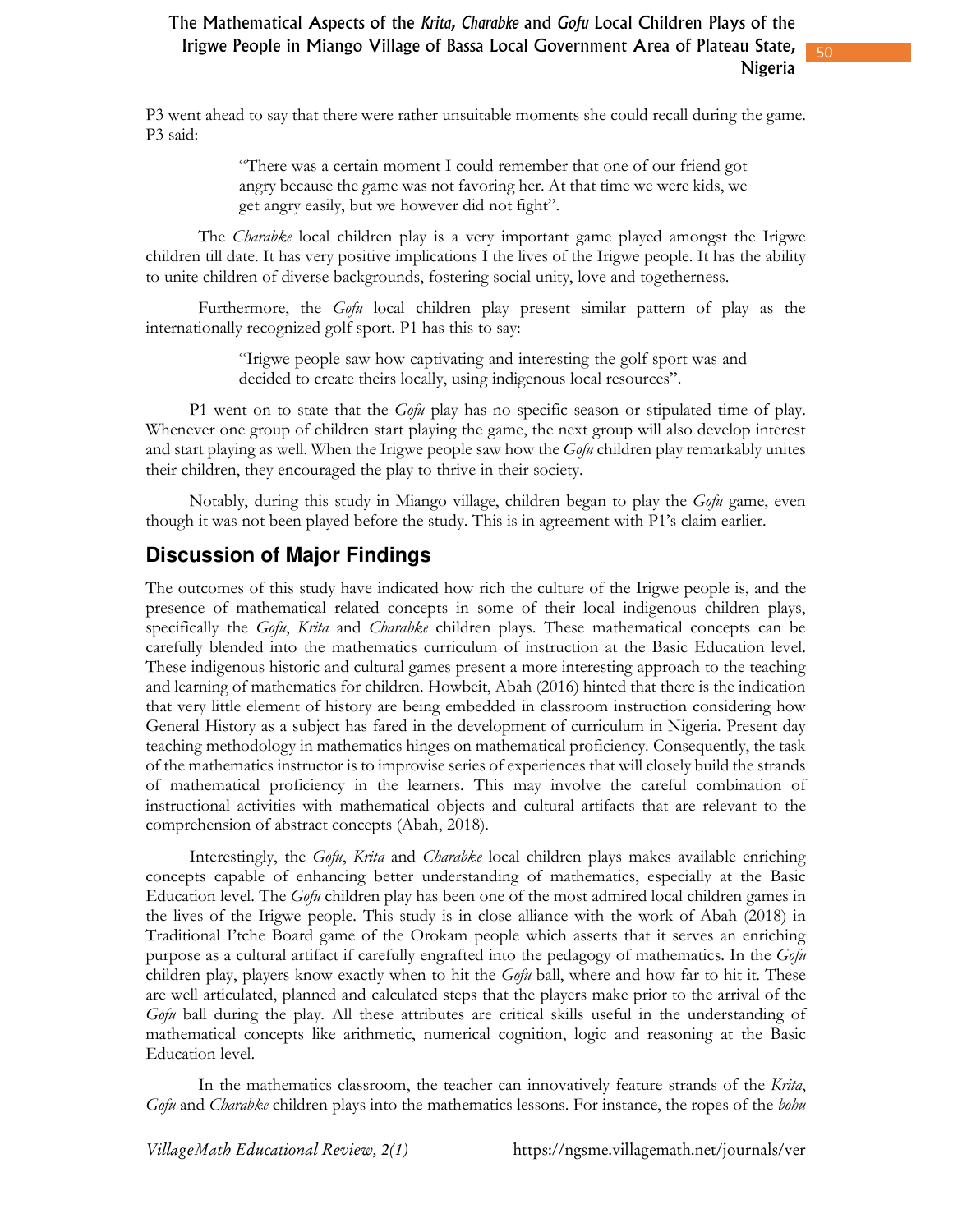P3 went ahead to say that there were rather unsuitable moments she could recall during the game. P3 said:

> "There was a certain moment I could remember that one of our friend got angry because the game was not favoring her. At that time we were kids, we get angry easily, but we however did not fight".

The *Charabke* local children play is a very important game played amongst the Irigwe children till date. It has very positive implications I the lives of the Irigwe people. It has the ability to unite children of diverse backgrounds, fostering social unity, love and togetherness.

Furthermore, the *Gofu* local children play present similar pattern of play as the internationally recognized golf sport. P1 has this to say:

> "Irigwe people saw how captivating and interesting the golf sport was and decided to create theirs locally, using indigenous local resources".

P1 went on to state that the *Gofu* play has no specific season or stipulated time of play. Whenever one group of children start playing the game, the next group will also develop interest and start playing as well. When the Irigwe people saw how the *Gofu* children play remarkably unites their children, they encouraged the play to thrive in their society.

Notably, during this study in Miango village, children began to play the *Gofu* game, even though it was not been played before the study. This is in agreement with P1's claim earlier.

## Discussion of Major Findings

The outcomes of this study have indicated how rich the culture of the Irigwe people is, and the presence of mathematical related concepts in some of their local indigenous children plays, specifically the *Gofu*, *Krita* and *Charabke* children plays. These mathematical concepts can be carefully blended into the mathematics curriculum of instruction at the Basic Education level. These indigenous historic and cultural games present a more interesting approach to the teaching and learning of mathematics for children. Howbeit, Abah (2016) hinted that there is the indication that very little element of history are being embedded in classroom instruction considering how General History as a subject has fared in the development of curriculum in Nigeria. Present day teaching methodology in mathematics hinges on mathematical proficiency. Consequently, the task of the mathematics instructor is to improvise series of experiences that will closely build the strands of mathematical proficiency in the learners. This may involve the careful combination of instructional activities with mathematical objects and cultural artifacts that are relevant to the comprehension of abstract concepts (Abah, 2018).

Interestingly, the *Gofu*, *Krita* and *Charabke* local children plays makes available enriching concepts capable of enhancing better understanding of mathematics, especially at the Basic Education level. The *Gofu* children play has been one of the most admired local children games in the lives of the Irigwe people. This study is in close alliance with the work of Abah (2018) in Traditional I'tche Board game of the Orokam people which asserts that it serves an enriching purpose as a cultural artifact if carefully engrafted into the pedagogy of mathematics. In the *Gofu* children play, players know exactly when to hit the *Gofu* ball, where and how far to hit it. These are well articulated, planned and calculated steps that the players make prior to the arrival of the *Gofu* ball during the play. All these attributes are critical skills useful in the understanding of mathematical concepts like arithmetic, numerical cognition, logic and reasoning at the Basic Education level.

In the mathematics classroom, the teacher can innovatively feature strands of the *Krita*, *Gofu* and *Charabke* children plays into the mathematics lessons. For instance, the ropes of the *bohu*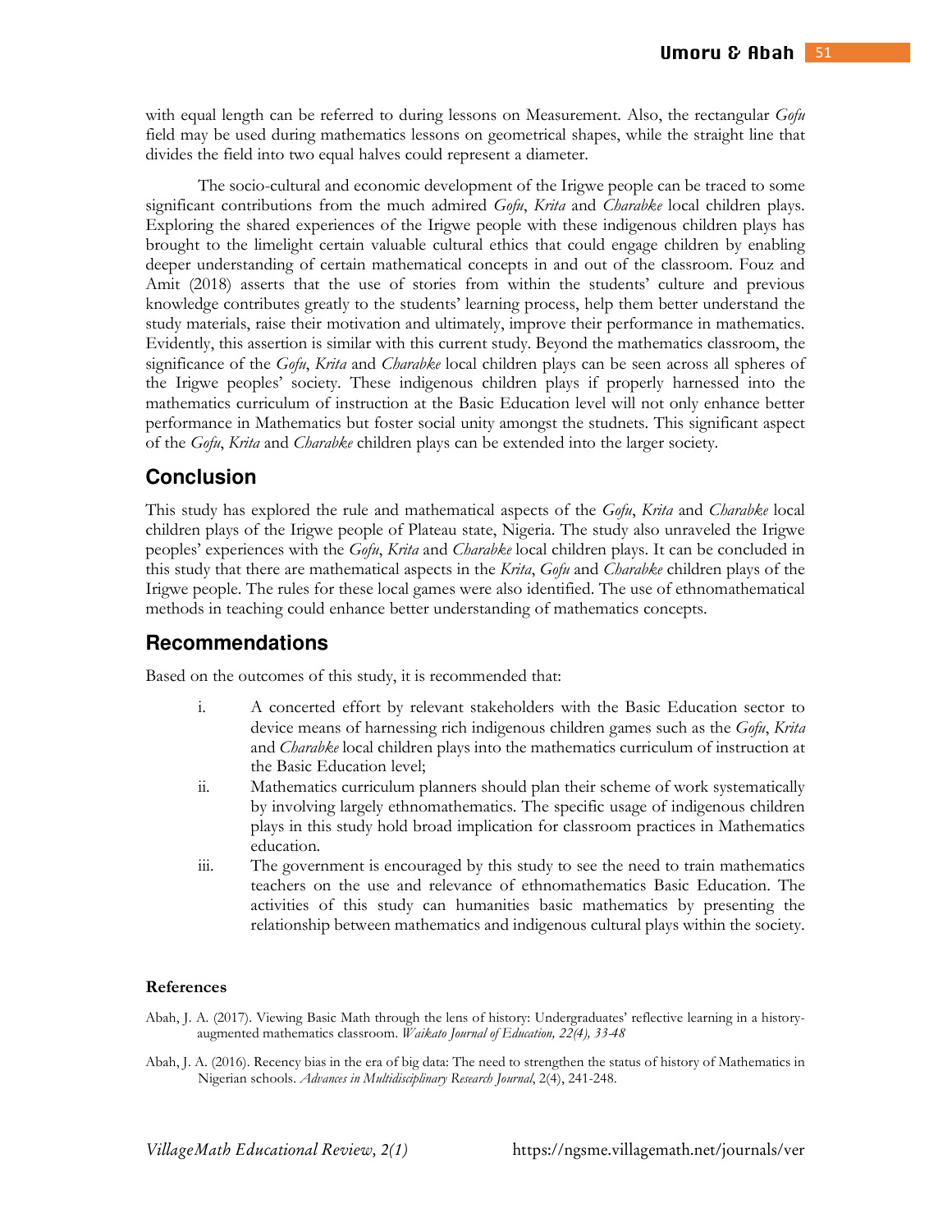with equal length can be referred to during lessons on Measurement. Also, the rectangular *Gofu* field may be used during mathematics lessons on geometrical shapes, while the straight line that divides the field into two equal halves could represent a diameter.

The socio-cultural and economic development of the Irigwe people can be traced to some significant contributions from the much admired *Gofu*, *Krita* and *Charabke* local children plays. Exploring the shared experiences of the Irigwe people with these indigenous children plays has brought to the limelight certain valuable cultural ethics that could engage children by enabling deeper understanding of certain mathematical concepts in and out of the classroom. Fouz and Amit (2018) asserts that the use of stories from within the students' culture and previous knowledge contributes greatly to the students' learning process, help them better understand the study materials, raise their motivation and ultimately, improve their performance in mathematics. Evidently, this assertion is similar with this current study. Beyond the mathematics classroom, the significance of the *Gofu*, *Krita* and *Charabke* local children plays can be seen across all spheres of the Irigwe peoples' society. These indigenous children plays if properly harnessed into the mathematics curriculum of instruction at the Basic Education level will not only enhance better performance in Mathematics but foster social unity amongst the studnets. This significant aspect of the *Gofu*, *Krita* and *Charabke* children plays can be extended into the larger society.

## Conclusion

This study has explored the rule and mathematical aspects of the *Gofu*, *Krita* and *Charabke* local children plays of the Irigwe people of Plateau state, Nigeria. The study also unraveled the Irigwe peoples' experiences with the *Gofu*, *Krita* and *Charabke* local children plays. It can be concluded in this study that there are mathematical aspects in the *Krita*, *Gofu* and *Charabke* children plays of the Irigwe people. The rules for these local games were also identified. The use of ethnomathematical methods in teaching could enhance better understanding of mathematics concepts.

## Recommendations

Based on the outcomes of this study, it is recommended that:

i. A concerted effort by relevant stakeholders with the Basic Education sector to device means of harnessing rich indigenous children games such as the *Gofu*, *Krita* and *Charabke* local children plays into the mathematics curriculum of instruction at the Basic Education level;

ii. Mathematics curriculum planners should plan their scheme of work systematically by involving largely ethnomathematics. The specific usage of indigenous children plays in this study hold broad implication for classroom practices in Mathematics education.

iii. The government is encouraged by this study to see the need to train mathematics teachers on the use and relevance of ethnomathematics Basic Education. The activities of this study can humanities basic mathematics by presenting the relationship between mathematics and indigenous cultural plays within the society.

### References

Abah, J. A. (2017). Viewing Basic Math through the lens of history: Undergraduates' reflective learning in a history-augmented mathematics classroom. *Waikato Journal of Education, 22(4), 33-48*

Abah, J. A. (2016). Recency bias in the era of big data: The need to strengthen the status of history of Mathematics in Nigerian schools. *Advances in Multidisciplinary Research Journal*, 2(4), 241-248.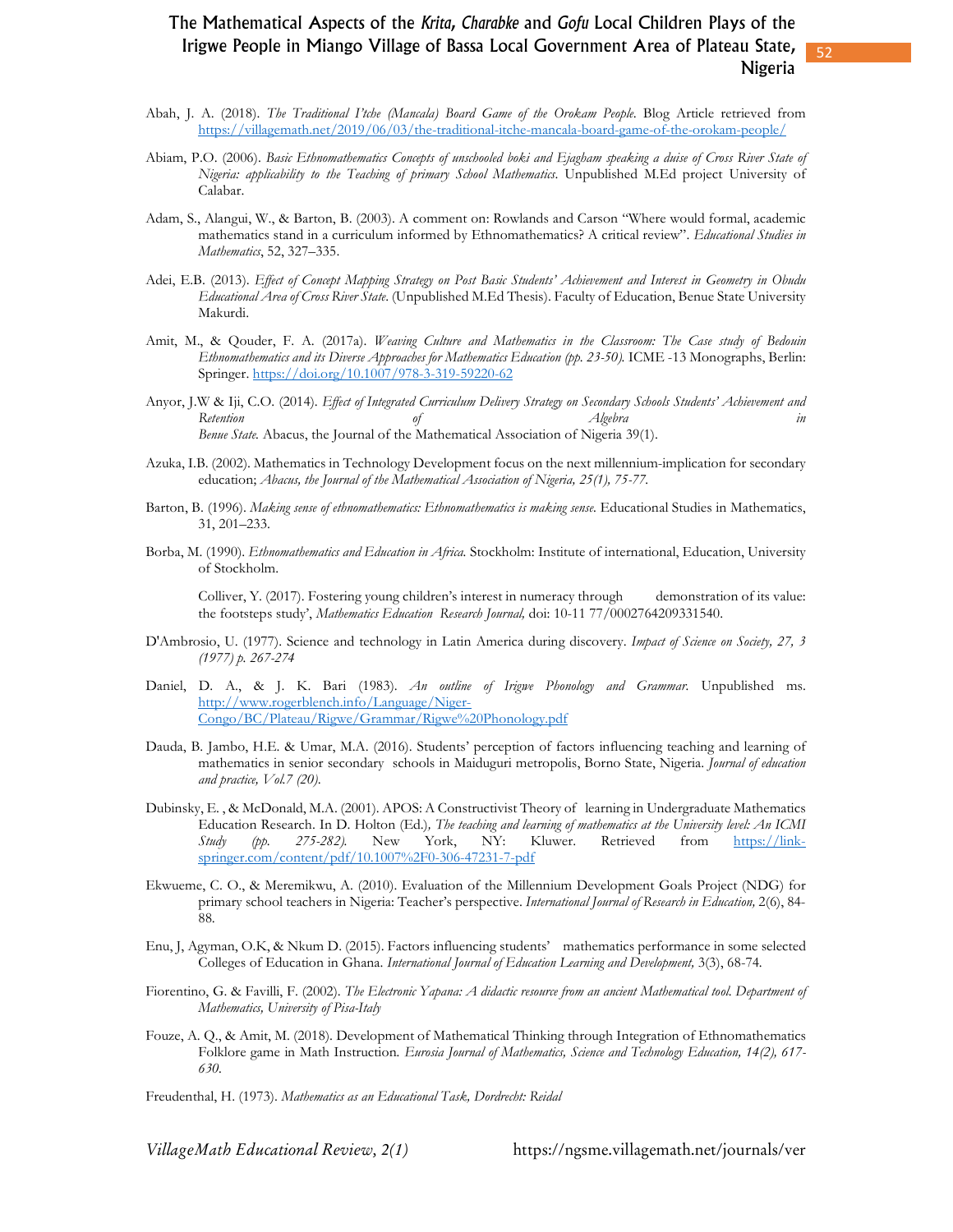Abah, J. A. (2018). *The Traditional I'tche (Mancala) Board Game of the Orokam People.* Blog Article retrieved from https://villagemath.net/2019/06/03/the-traditional-itche-mancala-board-game-of-the-orokam-people/

Abiam, P.O. (2006). *Basic Ethnomathematics Concepts of unschooled boki and Ejagham speaking a duise of Cross River State of Nigeria: applicability to the Teaching of primary School Mathematics.* Unpublished M.Ed project University of Calabar.

Adam, S., Alangui, W., & Barton, B. (2003). A comment on: Rowlands and Carson "Where would formal, academic mathematics stand in a curriculum informed by Ethnomathematics? A critical review". *Educational Studies in Mathematics*, 52, 327–335.

Adei, E.B. (2013). *Effect of Concept Mapping Strategy on Post Basic Students' Achievement and Interest in Geometry in Obudu Educational Area of Cross River State*. (Unpublished M.Ed Thesis). Faculty of Education, Benue State University Makurdi.

Amit, M., & Qouder, F. A. (2017a). *Weaving Culture and Mathematics in the Classroom: The Case study of Bedouin Ethnomathematics and its Diverse Approaches for Mathematics Education (pp. 23-50).* ICME -13 Monographs, Berlin: Springer. https://doi.org/10.1007/978-3-319-59220-62

Anyor, J.W & Iji, C.O. (2014). *Effect of Integrated Curriculum Delivery Strategy on Secondary Schools Students' Achievement and Retention of Algebra in Benue State.* Abacus, the Journal of the Mathematical Association of Nigeria 39(1).

Azuka, I.B. (2002). Mathematics in Technology Development focus on the next millennium-implication for secondary education; *Abacus, the Journal of the Mathematical Association of Nigeria, 25(1), 75-77.*

Barton, B. (1996). *Making sense of ethnomathematics: Ethnomathematics is making sense.* Educational Studies in Mathematics, 31, 201–233.

Borba, M. (1990). *Ethnomathematics and Education in Africa.* Stockholm: Institute of international, Education, University of Stockholm.

Colliver, Y. (2017). Fostering young children's interest in numeracy through demonstration of its value: the footsteps study', *Mathematics Education Research Journal,* doi: 10-11 77/0002764209331540.

D'Ambrosio, U. (1977). Science and technology in Latin America during discovery. *Impact of Science on Society, 27, 3 (1977) p. 267-274*

Daniel, D. A., & J. K. Bari (1983). *An outline of Irigwe Phonology and Grammar.* Unpublished ms. http://www.rogerblench.info/Language/Niger-Congo/BC/Plateau/Rigwe/Grammar/Rigwe%20Phonology.pdf

Dauda, B. Jambo, H.E. & Umar, M.A. (2016). Students' perception of factors influencing teaching and learning of mathematics in senior secondary schools in Maiduguri metropolis, Borno State, Nigeria. *Journal of education and practice, Vol.7 (20).*

Dubinsky, E. , & McDonald, M.A. (2001). APOS: A Constructivist Theory of learning in Undergraduate Mathematics Education Research. In D. Holton (Ed.), *The teaching and learning of mathematics at the University level: An ICMI Study (pp. 275-282).* New York, NY: Kluwer. Retrieved from https://link-springer.com/content/pdf/10.1007%2F0-306-47231-7-pdf

Ekwueme, C. O., & Meremikwu, A. (2010). Evaluation of the Millennium Development Goals Project (NDG) for primary school teachers in Nigeria: Teacher's perspective. *International Journal of Research in Education,* 2(6), 84-88.

Enu, J, Agyman, O.K, & Nkum D. (2015). Factors influencing students' mathematics performance in some selected Colleges of Education in Ghana. *International Journal of Education Learning and Development,* 3(3), 68-74.

Fiorentino, G. & Favilli, F. (2002). *The Electronic Yapana: A didactic resource from an ancient Mathematical tool. Department of Mathematics, University of Pisa-Italy*

Fouze, A. Q., & Amit, M. (2018). Development of Mathematical Thinking through Integration of Ethnomathematics Folklore game in Math Instruction. *Eurosia Journal of Mathematics, Science and Technology Education, 14(2), 617-630.*

Freudenthal, H. (1973). *Mathematics as an Educational Task, Dordrecht: Reidal*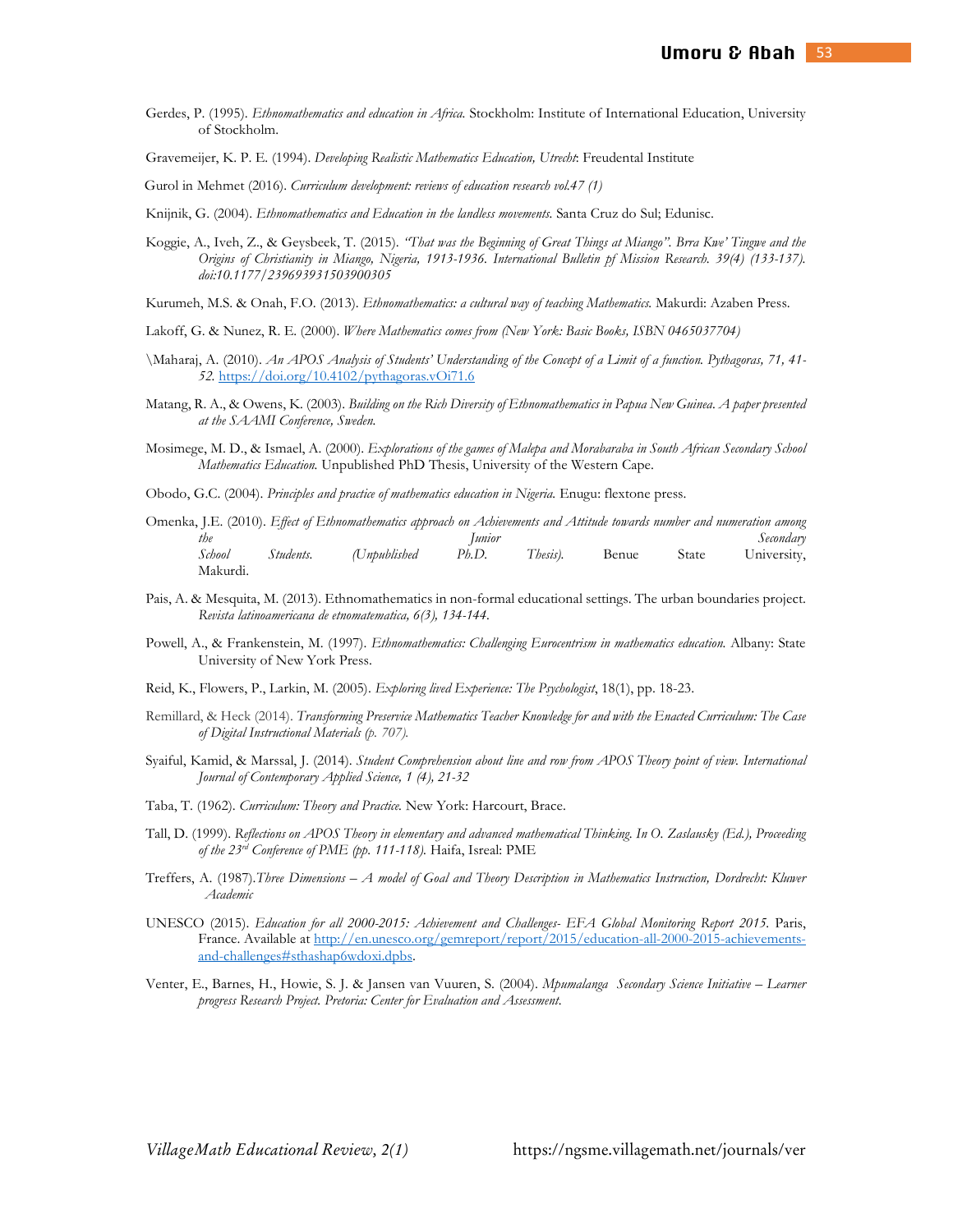Gerdes, P. (1995). *Ethnomathematics and education in Africa.* Stockholm: Institute of International Education, University of Stockholm.

Gravemeijer, K. P. E. (1994). *Developing Realistic Mathematics Education, Utrecht*: Freudental Institute

Gurol in Mehmet (2016). *Curriculum development: reviews of education research vol.47 (1)*

Knijnik, G. (2004). *Ethnomathematics and Education in the landless movements.* Santa Cruz do Sul; Edunisc.

Koggie, A., Iveh, Z., & Geysbeek, T. (2015). *"That was the Beginning of Great Things at Miango". Brra Kwe' Tingwe and the Origins of Christianity in Miango, Nigeria, 1913-1936. International Bulletin pf Mission Research. 39(4) (133-137). doi:10.1177/239693931503900305*

Kurumeh, M.S. & Onah, F.O. (2013). *Ethnomathematics: a cultural way of teaching Mathematics.* Makurdi: Azaben Press.

Lakoff, G. & Nunez, R. E. (2000). *Where Mathematics comes from (New York: Basic Books, ISBN 0465037704)*

\Maharaj, A. (2010). *An APOS Analysis of Students' Understanding of the Concept of a Limit of a function. Pythagoras, 71, 41-52.* https://doi.org/10.4102/pythagoras.vOi71.6

Matang, R. A., & Owens, K. (2003). *Building on the Rich Diversity of Ethnomathematics in Papua New Guinea. A paper presented at the SAAMI Conference, Sweden.*

Mosimege, M. D., & Ismael, A. (2000). *Explorations of the games of Malepa and Morabaraba in South African Secondary School Mathematics Education.* Unpublished PhD Thesis, University of the Western Cape.

Obodo, G.C. (2004). *Principles and practice of mathematics education in Nigeria.* Enugu: flextone press.

Omenka, J.E. (2010). *Effect of Ethnomathematics approach on Achievements and Attitude towards number and numeration among the Junior Secondary School Students. (Unpublished Ph.D. Thesis).* Benue State University, Makurdi.

Pais, A. & Mesquita, M. (2013). Ethnomathematics in non-formal educational settings. The urban boundaries project. *Revista latinoamericana de etnomatematica, 6(3), 134-144.*

Powell, A., & Frankenstein, M. (1997). *Ethnomathematics: Challenging Eurocentrism in mathematics education.* Albany: State University of New York Press.

Reid, K., Flowers, P., Larkin, M. (2005). *Exploring lived Experience: The Psychologist*, 18(1), pp. 18-23.

Remillard, & Heck (2014). *Transforming Preservice Mathematics Teacher Knowledge for and with the Enacted Curriculum: The Case of Digital Instructional Materials (p. 707).*

Syaiful, Kamid, & Marssal, J. (2014). *Student Comprehension about line and row from APOS Theory point of view. International Journal of Contemporary Applied Science, 1 (4), 21-32*

Taba, T. (1962). *Curriculum: Theory and Practice.* New York: Harcourt, Brace.

Tall, D. (1999). *Reflections on APOS Theory in elementary and advanced mathematical Thinking. In O. Zaslausky (Ed.), Proceeding of the 23rd Conference of PME (pp. 111-118).* Haifa, Isreal: PME

Treffers, A. (1987).*Three Dimensions – A model of Goal and Theory Description in Mathematics Instruction, Dordrecht: Kluwer Academic*

UNESCO (2015). *Education for all 2000-2015: Achievement and Challenges- EFA Global Monitoring Report 2015.* Paris, France. Available at http://en.unesco.org/gemreport/report/2015/education-all-2000-2015-achievements-and-challenges#sthashap6wdoxi.dpbs.

Venter, E., Barnes, H., Howie, S. J. & Jansen van Vuuren, S. (2004). *Mpumalanga Secondary Science Initiative – Learner progress Research Project. Pretoria: Center for Evaluation and Assessment.*